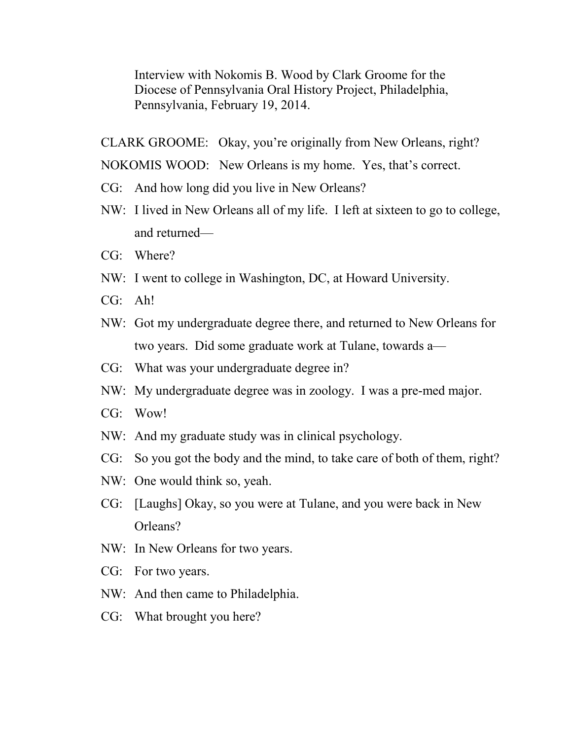Interview with Nokomis B. Wood by Clark Groome for the Diocese of Pennsylvania Oral History Project, Philadelphia, Pennsylvania, February 19, 2014.

CLARK GROOME: Okay, you're originally from New Orleans, right?

NOKOMIS WOOD: New Orleans is my home. Yes, that's correct.

CG: And how long did you live in New Orleans?

NW: I lived in New Orleans all of my life. I left at sixteen to go to college, and returned—

CG: Where?

NW: I went to college in Washington, DC, at Howard University.

CG: Ah!

NW: Got my undergraduate degree there, and returned to New Orleans for two years. Did some graduate work at Tulane, towards a—

CG: What was your undergraduate degree in?

NW: My undergraduate degree was in zoology. I was a pre-med major.

CG: Wow!

NW: And my graduate study was in clinical psychology.

CG: So you got the body and the mind, to take care of both of them, right?

NW: One would think so, yeah.

CG: [Laughs] Okay, so you were at Tulane, and you were back in New Orleans?

NW: In New Orleans for two years.

CG: For two years.

NW: And then came to Philadelphia.

CG: What brought you here?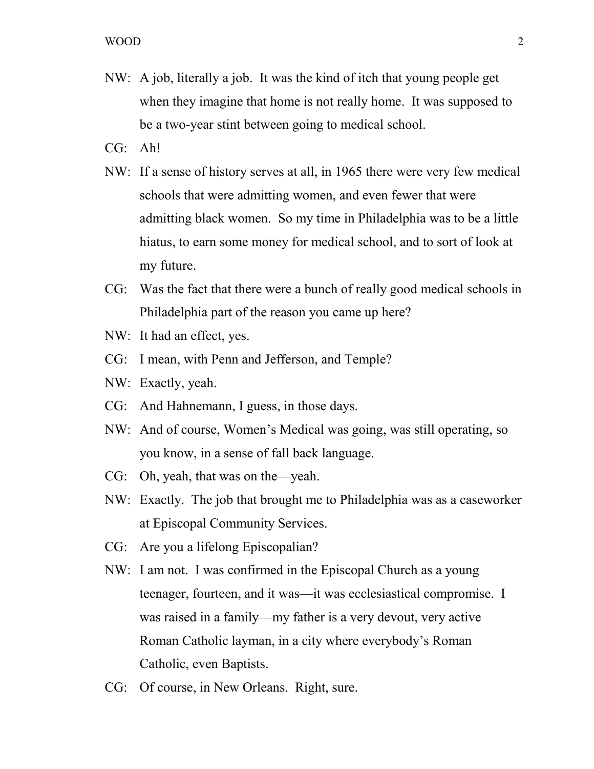NW: A job, literally a job. It was the kind of itch that young people get when they imagine that home is not really home. It was supposed to be a two-year stint between going to medical school.

CG: Ah!

NW: If a sense of history serves at all, in 1965 there were very few medical schools that were admitting women, and even fewer that were admitting black women. So my time in Philadelphia was to be a little hiatus, to earn some money for medical school, and to sort of look at my future.

CG: Was the fact that there were a bunch of really good medical schools in Philadelphia part of the reason you came up here?

NW: It had an effect, yes.

CG: I mean, with Penn and Jefferson, and Temple?

NW: Exactly, yeah.

CG: And Hahnemann, I guess, in those days.

NW: And of course, Women's Medical was going, was still operating, so you know, in a sense of fall back language.

CG: Oh, yeah, that was on the—yeah.

NW: Exactly. The job that brought me to Philadelphia was as a caseworker at Episcopal Community Services.

CG: Are you a lifelong Episcopalian?

NW: I am not. I was confirmed in the Episcopal Church as a young teenager, fourteen, and it was—it was ecclesiastical compromise. I was raised in a family—my father is a very devout, very active Roman Catholic layman, in a city where everybody's Roman Catholic, even Baptists.

CG: Of course, in New Orleans. Right, sure.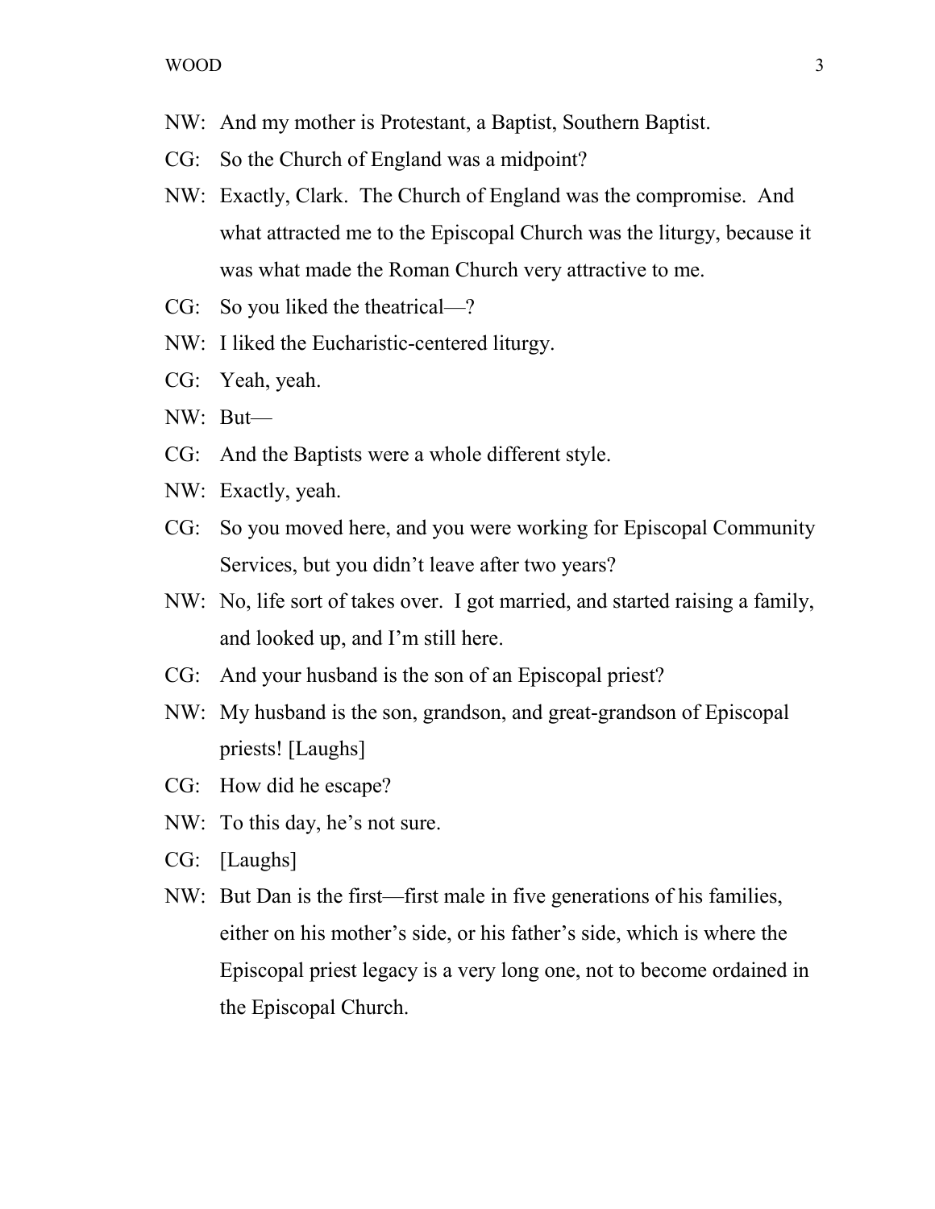NW: And my mother is Protestant, a Baptist, Southern Baptist.

CG: So the Church of England was a midpoint?

NW: Exactly, Clark. The Church of England was the compromise. And what attracted me to the Episcopal Church was the liturgy, because it was what made the Roman Church very attractive to me.

CG: So you liked the theatrical—?

NW: I liked the Eucharistic-centered liturgy.

CG: Yeah, yeah.

NW: But—

CG: And the Baptists were a whole different style.

NW: Exactly, yeah.

CG: So you moved here, and you were working for Episcopal Community Services, but you didn't leave after two years?

NW: No, life sort of takes over. I got married, and started raising a family, and looked up, and I'm still here.

CG: And your husband is the son of an Episcopal priest?

NW: My husband is the son, grandson, and great-grandson of Episcopal priests! [Laughs]

CG: How did he escape?

NW: To this day, he's not sure.

CG: [Laughs]

NW: But Dan is the first—first male in five generations of his families, either on his mother's side, or his father's side, which is where the Episcopal priest legacy is a very long one, not to become ordained in the Episcopal Church.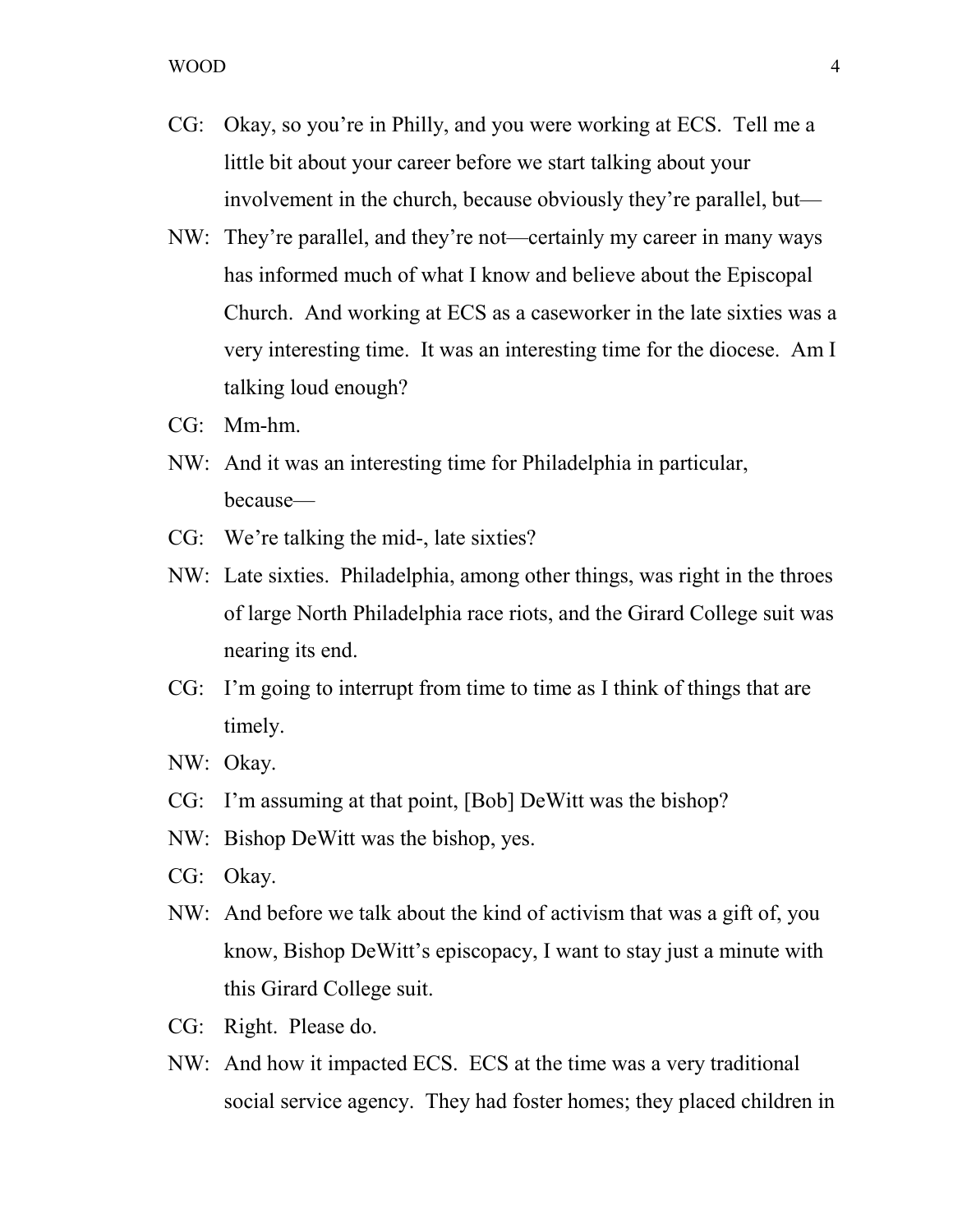CG: Okay, so you're in Philly, and you were working at ECS. Tell me a little bit about your career before we start talking about your involvement in the church, because obviously they're parallel, but—

NW: They're parallel, and they're not—certainly my career in many ways has informed much of what I know and believe about the Episcopal Church. And working at ECS as a caseworker in the late sixties was a very interesting time. It was an interesting time for the diocese. Am I talking loud enough?

CG: Mm-hm.

NW: And it was an interesting time for Philadelphia in particular, because—

CG: We're talking the mid-, late sixties?

NW: Late sixties. Philadelphia, among other things, was right in the throes of large North Philadelphia race riots, and the Girard College suit was nearing its end.

CG: I'm going to interrupt from time to time as I think of things that are timely.

NW: Okay.

CG: I'm assuming at that point, [Bob] DeWitt was the bishop?

NW: Bishop DeWitt was the bishop, yes.

CG: Okay.

NW: And before we talk about the kind of activism that was a gift of, you know, Bishop DeWitt's episcopacy, I want to stay just a minute with this Girard College suit.

CG: Right. Please do.

NW: And how it impacted ECS. ECS at the time was a very traditional social service agency. They had foster homes; they placed children in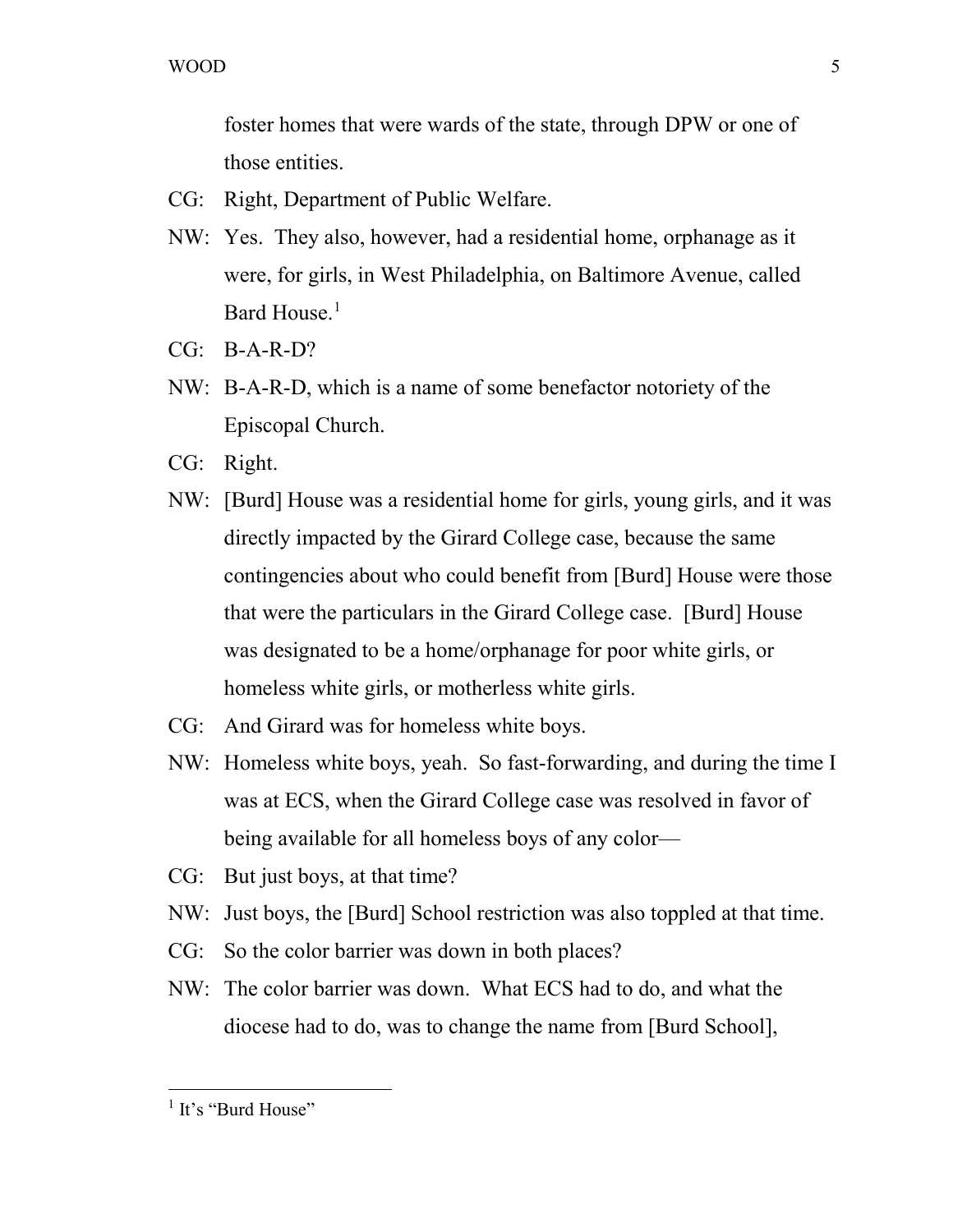foster homes that were wards of the state, through DPW or one of those entities.

CG: Right, Department of Public Welfare.

NW: Yes. They also, however, had a residential home, orphanage as it were, for girls, in West Philadelphia, on Baltimore Avenue, called Bard House.[1]

CG: B-A-R-D?

NW: B-A-R-D, which is a name of some benefactor notoriety of the Episcopal Church.

CG: Right.

NW: [Burd] House was a residential home for girls, young girls, and it was directly impacted by the Girard College case, because the same contingencies about who could benefit from [Burd] House were those that were the particulars in the Girard College case. [Burd] House was designated to be a home/orphanage for poor white girls, or homeless white girls, or motherless white girls.

CG: And Girard was for homeless white boys.

NW: Homeless white boys, yeah. So fast-forwarding, and during the time I was at ECS, when the Girard College case was resolved in favor of being available for all homeless boys of any color—

CG: But just boys, at that time?

NW: Just boys, the [Burd] School restriction was also toppled at that time.

CG: So the color barrier was down in both places?

NW: The color barrier was down. What ECS had to do, and what the diocese had to do, was to change the name from [Burd School],

---

[1] It's "Burd House"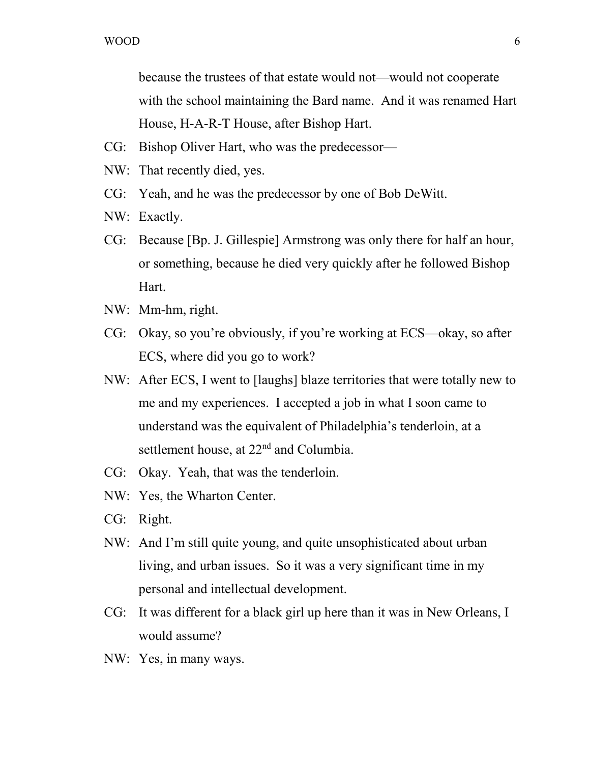because the trustees of that estate would not—would not cooperate with the school maintaining the Bard name. And it was renamed Hart House, H-A-R-T House, after Bishop Hart.

CG: Bishop Oliver Hart, who was the predecessor—

NW: That recently died, yes.

CG: Yeah, and he was the predecessor by one of Bob DeWitt.

NW: Exactly.

CG: Because [Bp. J. Gillespie] Armstrong was only there for half an hour, or something, because he died very quickly after he followed Bishop Hart.

NW: Mm-hm, right.

CG: Okay, so you're obviously, if you're working at ECS—okay, so after ECS, where did you go to work?

NW: After ECS, I went to [laughs] blaze territories that were totally new to me and my experiences. I accepted a job in what I soon came to understand was the equivalent of Philadelphia's tenderloin, at a settlement house, at 22nd and Columbia.

CG: Okay. Yeah, that was the tenderloin.

NW: Yes, the Wharton Center.

CG: Right.

NW: And I'm still quite young, and quite unsophisticated about urban living, and urban issues. So it was a very significant time in my personal and intellectual development.

CG: It was different for a black girl up here than it was in New Orleans, I would assume?

NW: Yes, in many ways.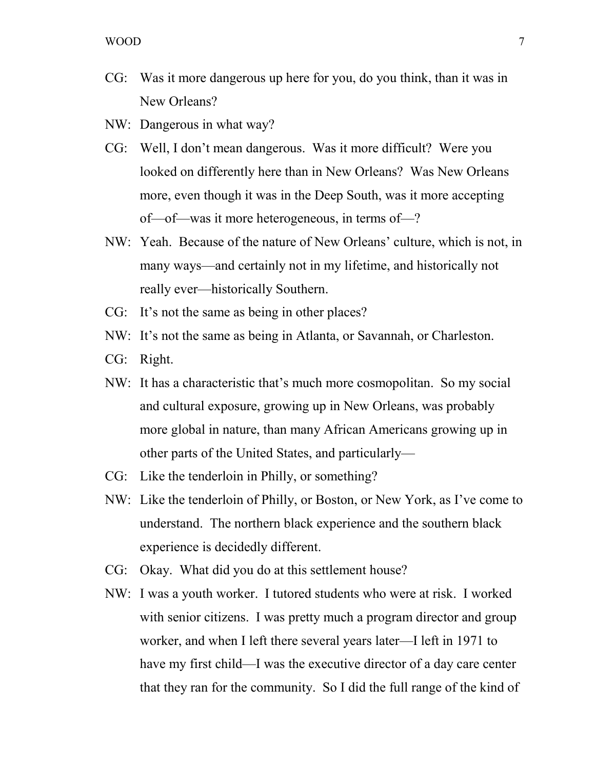CG: Was it more dangerous up here for you, do you think, than it was in New Orleans?

NW: Dangerous in what way?

CG: Well, I don't mean dangerous. Was it more difficult? Were you looked on differently here than in New Orleans? Was New Orleans more, even though it was in the Deep South, was it more accepting of—of—was it more heterogeneous, in terms of—?

NW: Yeah. Because of the nature of New Orleans' culture, which is not, in many ways—and certainly not in my lifetime, and historically not really ever—historically Southern.

CG: It's not the same as being in other places?

NW: It's not the same as being in Atlanta, or Savannah, or Charleston.

CG: Right.

NW: It has a characteristic that's much more cosmopolitan. So my social and cultural exposure, growing up in New Orleans, was probably more global in nature, than many African Americans growing up in other parts of the United States, and particularly—

CG: Like the tenderloin in Philly, or something?

NW: Like the tenderloin of Philly, or Boston, or New York, as I've come to understand. The northern black experience and the southern black experience is decidedly different.

CG: Okay. What did you do at this settlement house?

NW: I was a youth worker. I tutored students who were at risk. I worked with senior citizens. I was pretty much a program director and group worker, and when I left there several years later—I left in 1971 to have my first child—I was the executive director of a day care center that they ran for the community. So I did the full range of the kind of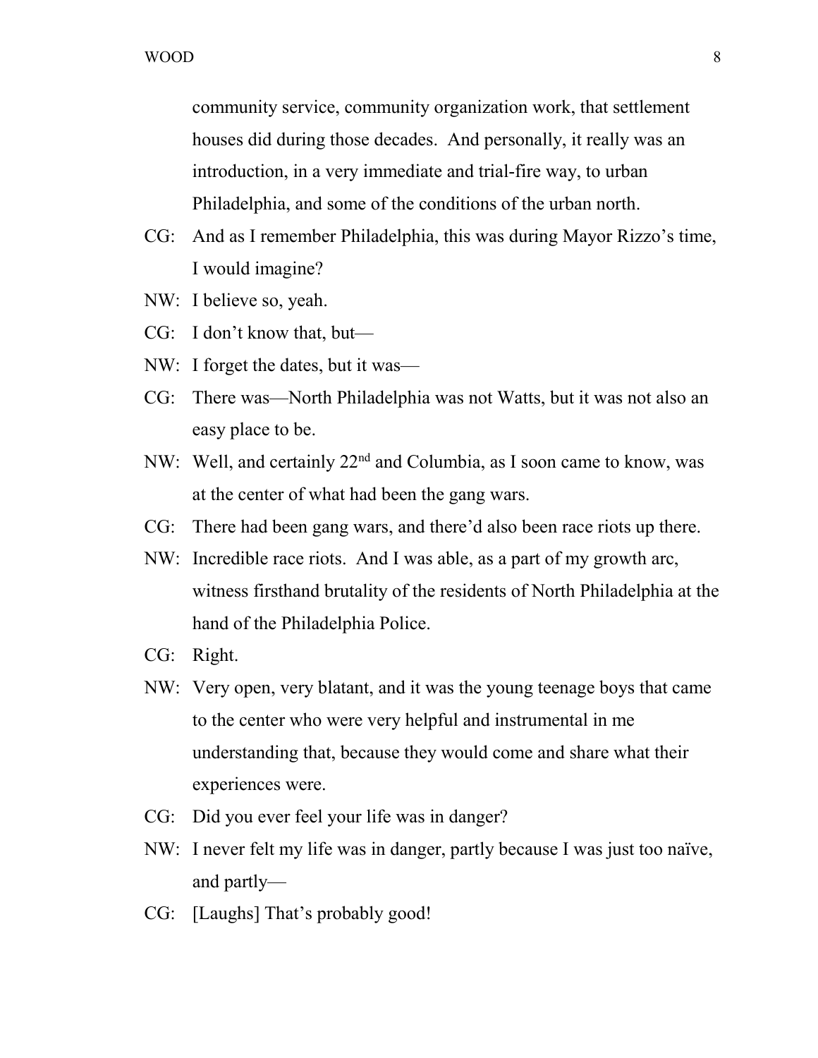community service, community organization work, that settlement houses did during those decades. And personally, it really was an introduction, in a very immediate and trial-fire way, to urban Philadelphia, and some of the conditions of the urban north.

CG: And as I remember Philadelphia, this was during Mayor Rizzo's time, I would imagine?

NW: I believe so, yeah.

CG: I don't know that, but—

NW: I forget the dates, but it was—

CG: There was—North Philadelphia was not Watts, but it was not also an easy place to be.

NW: Well, and certainly 22nd and Columbia, as I soon came to know, was at the center of what had been the gang wars.

CG: There had been gang wars, and there'd also been race riots up there.

NW: Incredible race riots. And I was able, as a part of my growth arc, witness firsthand brutality of the residents of North Philadelphia at the hand of the Philadelphia Police.

CG: Right.

NW: Very open, very blatant, and it was the young teenage boys that came to the center who were very helpful and instrumental in me understanding that, because they would come and share what their experiences were.

CG: Did you ever feel your life was in danger?

NW: I never felt my life was in danger, partly because I was just too naïve, and partly—

CG: [Laughs] That's probably good!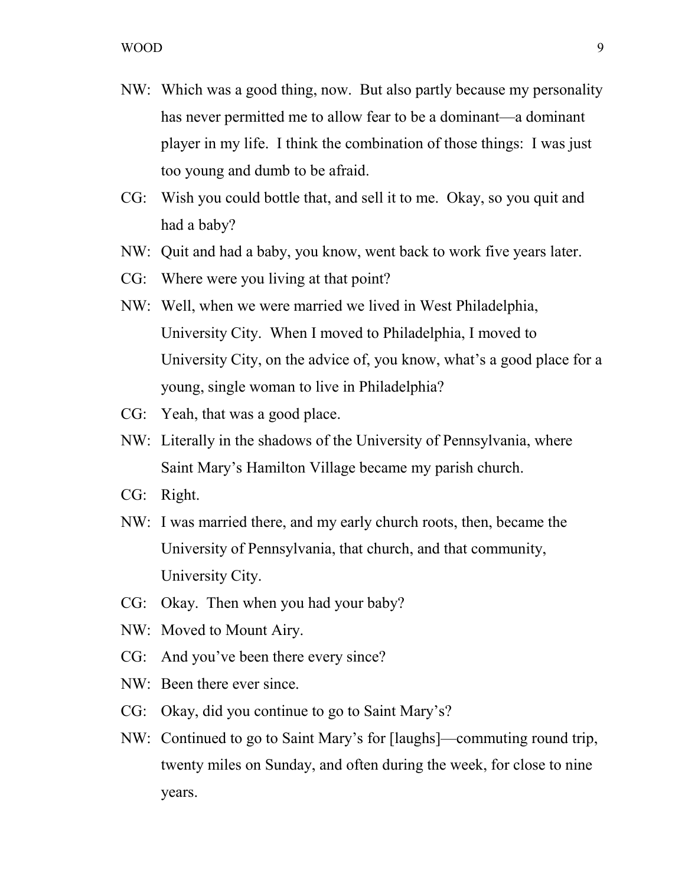NW: Which was a good thing, now. But also partly because my personality has never permitted me to allow fear to be a dominant—a dominant player in my life. I think the combination of those things: I was just too young and dumb to be afraid.

CG: Wish you could bottle that, and sell it to me. Okay, so you quit and had a baby?

NW: Quit and had a baby, you know, went back to work five years later.

CG: Where were you living at that point?

NW: Well, when we were married we lived in West Philadelphia, University City. When I moved to Philadelphia, I moved to University City, on the advice of, you know, what's a good place for a young, single woman to live in Philadelphia?

CG: Yeah, that was a good place.

NW: Literally in the shadows of the University of Pennsylvania, where Saint Mary's Hamilton Village became my parish church.

CG: Right.

NW: I was married there, and my early church roots, then, became the University of Pennsylvania, that church, and that community, University City.

CG: Okay. Then when you had your baby?

NW: Moved to Mount Airy.

CG: And you've been there every since?

NW: Been there ever since.

CG: Okay, did you continue to go to Saint Mary's?

NW: Continued to go to Saint Mary's for [laughs]—commuting round trip, twenty miles on Sunday, and often during the week, for close to nine years.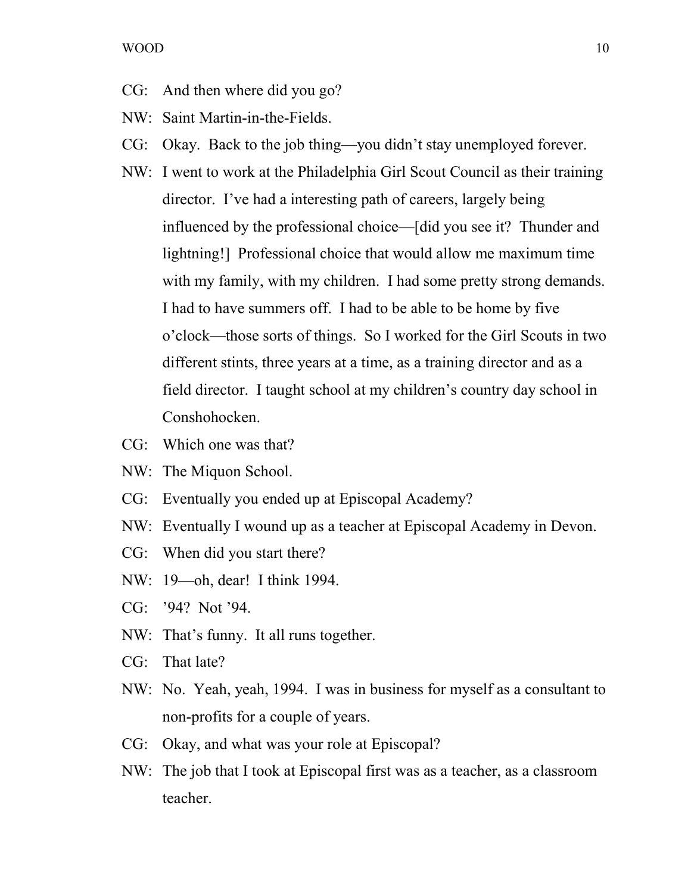CG: And then where did you go?

NW: Saint Martin-in-the-Fields.

CG: Okay. Back to the job thing—you didn't stay unemployed forever.

NW: I went to work at the Philadelphia Girl Scout Council as their training director. I've had a interesting path of careers, largely being influenced by the professional choice—[did you see it? Thunder and lightning!] Professional choice that would allow me maximum time with my family, with my children. I had some pretty strong demands. I had to have summers off. I had to be able to be home by five o'clock—those sorts of things. So I worked for the Girl Scouts in two different stints, three years at a time, as a training director and as a field director. I taught school at my children's country day school in Conshohocken.

CG: Which one was that?

NW: The Miquon School.

CG: Eventually you ended up at Episcopal Academy?

NW: Eventually I wound up as a teacher at Episcopal Academy in Devon.

CG: When did you start there?

NW: 19—oh, dear! I think 1994.

CG: '94? Not '94.

NW: That's funny. It all runs together.

CG: That late?

NW: No. Yeah, yeah, 1994. I was in business for myself as a consultant to non-profits for a couple of years.

CG: Okay, and what was your role at Episcopal?

NW: The job that I took at Episcopal first was as a teacher, as a classroom teacher.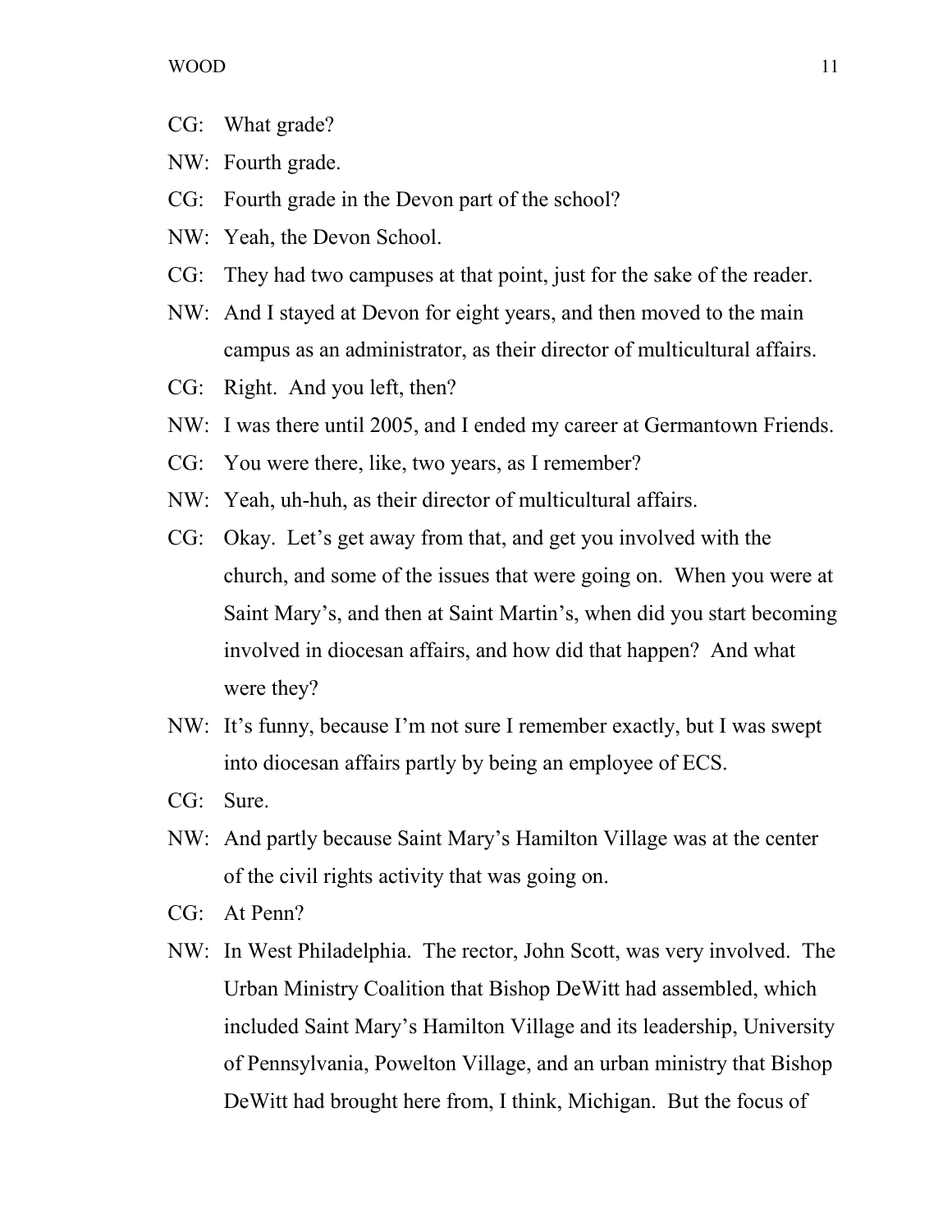CG: What grade?

NW: Fourth grade.

CG: Fourth grade in the Devon part of the school?

NW: Yeah, the Devon School.

CG: They had two campuses at that point, just for the sake of the reader.

NW: And I stayed at Devon for eight years, and then moved to the main campus as an administrator, as their director of multicultural affairs.

CG: Right. And you left, then?

NW: I was there until 2005, and I ended my career at Germantown Friends.

CG: You were there, like, two years, as I remember?

NW: Yeah, uh-huh, as their director of multicultural affairs.

CG: Okay. Let's get away from that, and get you involved with the church, and some of the issues that were going on. When you were at Saint Mary's, and then at Saint Martin's, when did you start becoming involved in diocesan affairs, and how did that happen? And what were they?

NW: It's funny, because I'm not sure I remember exactly, but I was swept into diocesan affairs partly by being an employee of ECS.

CG: Sure.

NW: And partly because Saint Mary's Hamilton Village was at the center of the civil rights activity that was going on.

CG: At Penn?

NW: In West Philadelphia. The rector, John Scott, was very involved. The Urban Ministry Coalition that Bishop DeWitt had assembled, which included Saint Mary's Hamilton Village and its leadership, University of Pennsylvania, Powelton Village, and an urban ministry that Bishop DeWitt had brought here from, I think, Michigan. But the focus of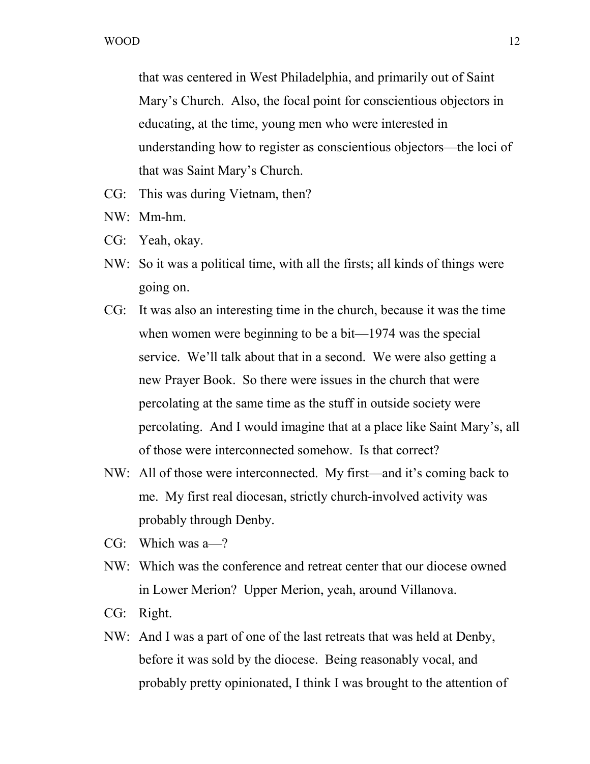that was centered in West Philadelphia, and primarily out of Saint Mary's Church. Also, the focal point for conscientious objectors in educating, at the time, young men who were interested in understanding how to register as conscientious objectors—the loci of that was Saint Mary's Church.

CG: This was during Vietnam, then?

NW: Mm-hm.

CG: Yeah, okay.

NW: So it was a political time, with all the firsts; all kinds of things were going on.

CG: It was also an interesting time in the church, because it was the time when women were beginning to be a bit—1974 was the special service. We'll talk about that in a second. We were also getting a new Prayer Book. So there were issues in the church that were percolating at the same time as the stuff in outside society were percolating. And I would imagine that at a place like Saint Mary's, all of those were interconnected somehow. Is that correct?

NW: All of those were interconnected. My first—and it's coming back to me. My first real diocesan, strictly church-involved activity was probably through Denby.

CG: Which was a—?

NW: Which was the conference and retreat center that our diocese owned in Lower Merion? Upper Merion, yeah, around Villanova.

CG: Right.

NW: And I was a part of one of the last retreats that was held at Denby, before it was sold by the diocese. Being reasonably vocal, and probably pretty opinionated, I think I was brought to the attention of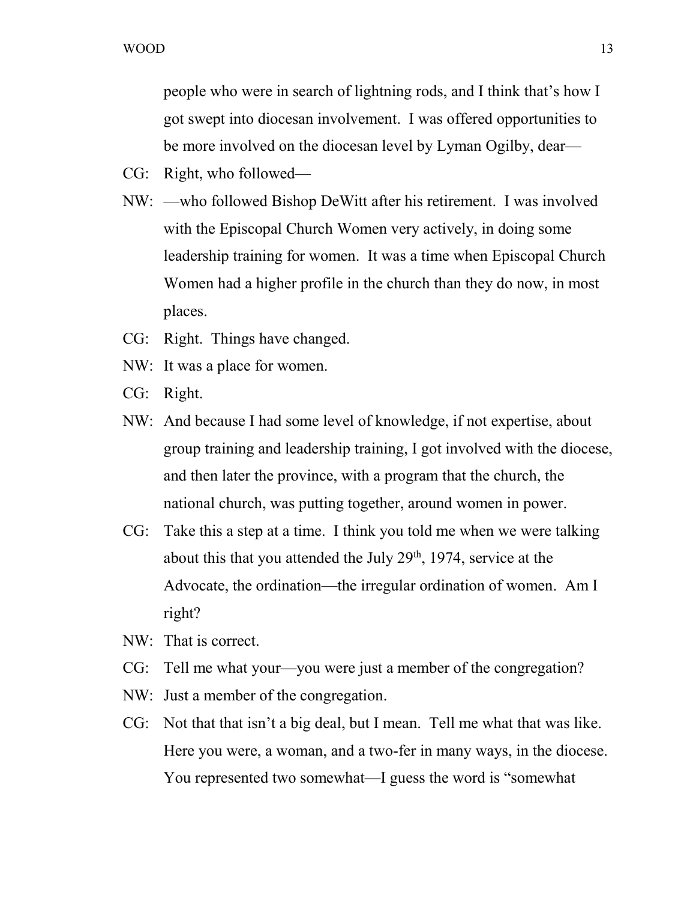people who were in search of lightning rods, and I think that's how I got swept into diocesan involvement. I was offered opportunities to be more involved on the diocesan level by Lyman Ogilby, dear—

CG: Right, who followed—

NW: —who followed Bishop DeWitt after his retirement. I was involved with the Episcopal Church Women very actively, in doing some leadership training for women. It was a time when Episcopal Church Women had a higher profile in the church than they do now, in most places.

CG: Right. Things have changed.

NW: It was a place for women.

CG: Right.

NW: And because I had some level of knowledge, if not expertise, about group training and leadership training, I got involved with the diocese, and then later the province, with a program that the church, the national church, was putting together, around women in power.

CG: Take this a step at a time. I think you told me when we were talking about this that you attended the July 29th, 1974, service at the Advocate, the ordination—the irregular ordination of women. Am I right?

NW: That is correct.

CG: Tell me what your—you were just a member of the congregation?

NW: Just a member of the congregation.

CG: Not that that isn't a big deal, but I mean. Tell me what that was like. Here you were, a woman, and a two-fer in many ways, in the diocese. You represented two somewhat—I guess the word is "somewhat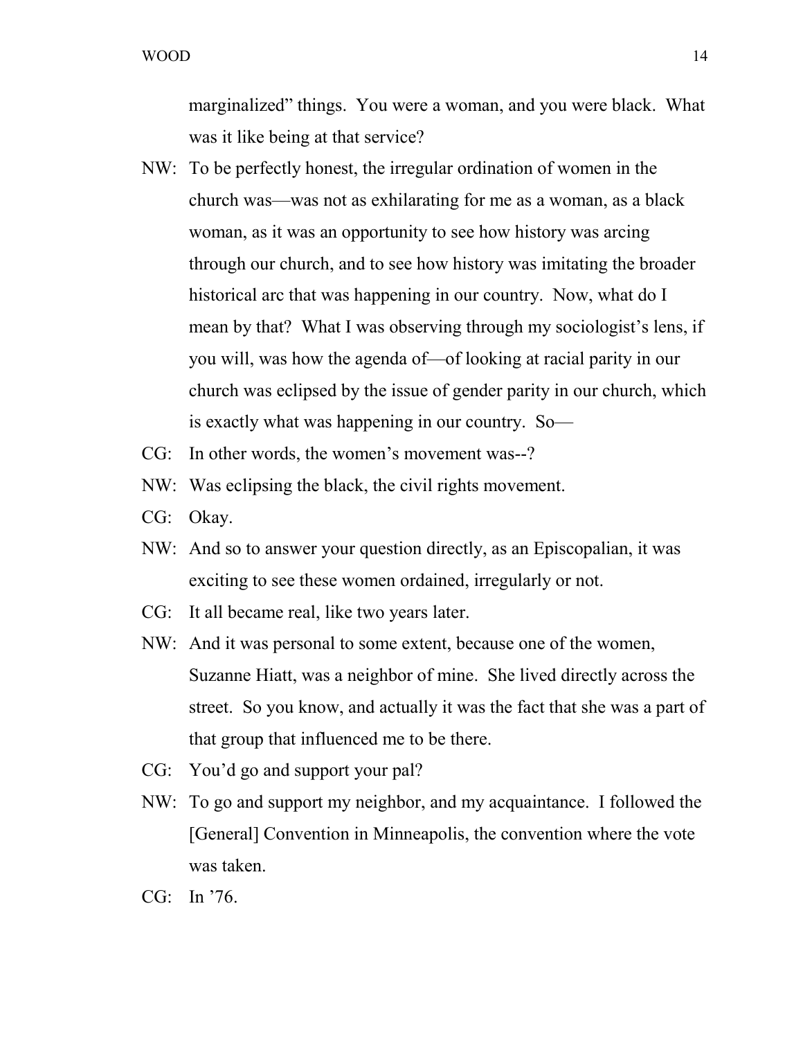marginalized" things. You were a woman, and you were black. What was it like being at that service?

NW: To be perfectly honest, the irregular ordination of women in the church was—was not as exhilarating for me as a woman, as a black woman, as it was an opportunity to see how history was arcing through our church, and to see how history was imitating the broader historical arc that was happening in our country. Now, what do I mean by that? What I was observing through my sociologist's lens, if you will, was how the agenda of—of looking at racial parity in our church was eclipsed by the issue of gender parity in our church, which is exactly what was happening in our country. So—

CG: In other words, the women's movement was--?

NW: Was eclipsing the black, the civil rights movement.

CG: Okay.

NW: And so to answer your question directly, as an Episcopalian, it was exciting to see these women ordained, irregularly or not.

CG: It all became real, like two years later.

NW: And it was personal to some extent, because one of the women, Suzanne Hiatt, was a neighbor of mine. She lived directly across the street. So you know, and actually it was the fact that she was a part of that group that influenced me to be there.

CG: You'd go and support your pal?

NW: To go and support my neighbor, and my acquaintance. I followed the [General] Convention in Minneapolis, the convention where the vote was taken.

CG: In '76.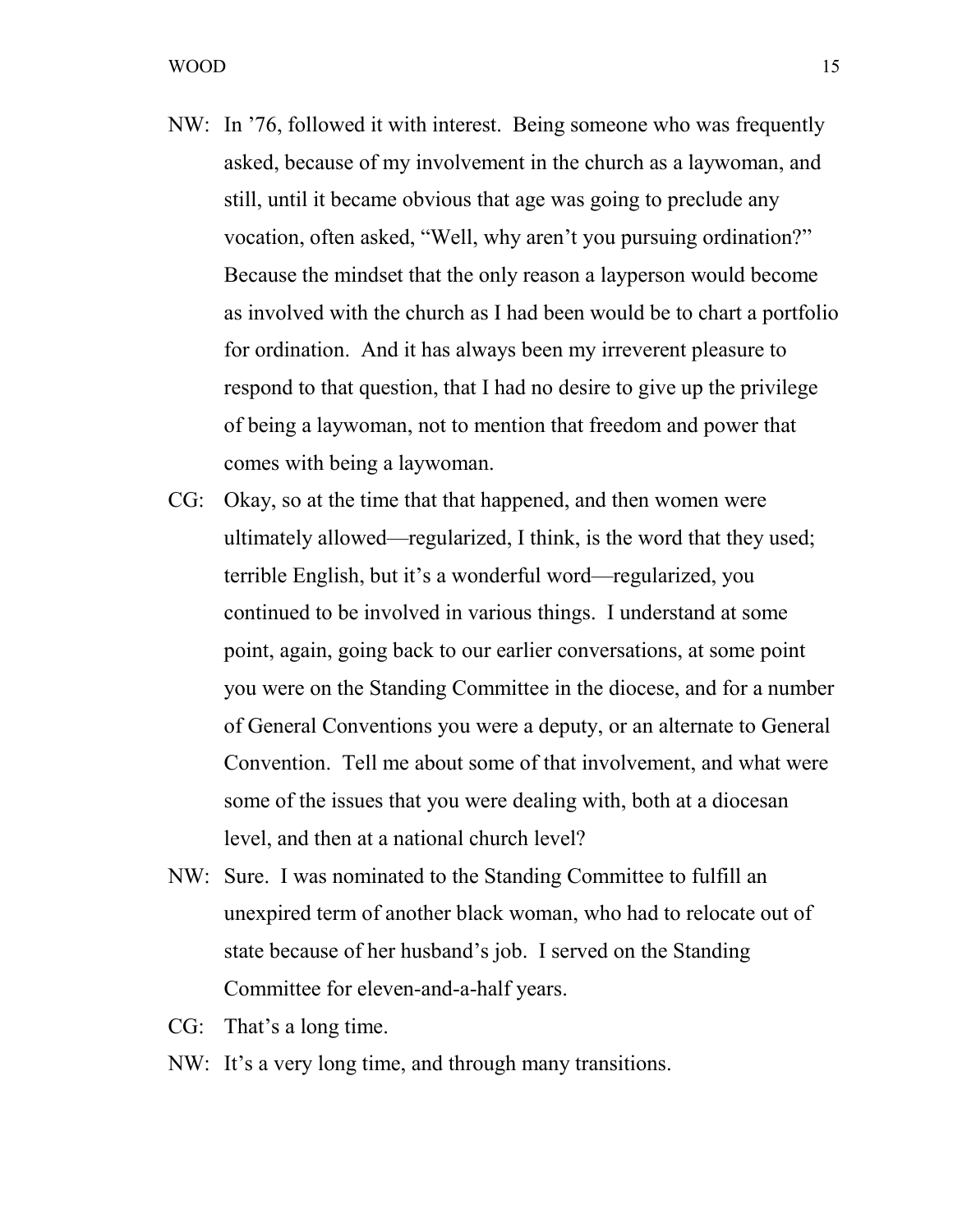NW: In ’76, followed it with interest. Being someone who was frequently asked, because of my involvement in the church as a laywoman, and still, until it became obvious that age was going to preclude any vocation, often asked, “Well, why aren’t you pursuing ordination?” Because the mindset that the only reason a layperson would become as involved with the church as I had been would be to chart a portfolio for ordination. And it has always been my irreverent pleasure to respond to that question, that I had no desire to give up the privilege of being a laywoman, not to mention that freedom and power that comes with being a laywoman.

CG: Okay, so at the time that that happened, and then women were ultimately allowed—regularized, I think, is the word that they used; terrible English, but it’s a wonderful word—regularized, you continued to be involved in various things. I understand at some point, again, going back to our earlier conversations, at some point you were on the Standing Committee in the diocese, and for a number of General Conventions you were a deputy, or an alternate to General Convention. Tell me about some of that involvement, and what were some of the issues that you were dealing with, both at a diocesan level, and then at a national church level?

NW: Sure. I was nominated to the Standing Committee to fulfill an unexpired term of another black woman, who had to relocate out of state because of her husband’s job. I served on the Standing Committee for eleven-and-a-half years.

CG: That’s a long time.

NW: It’s a very long time, and through many transitions.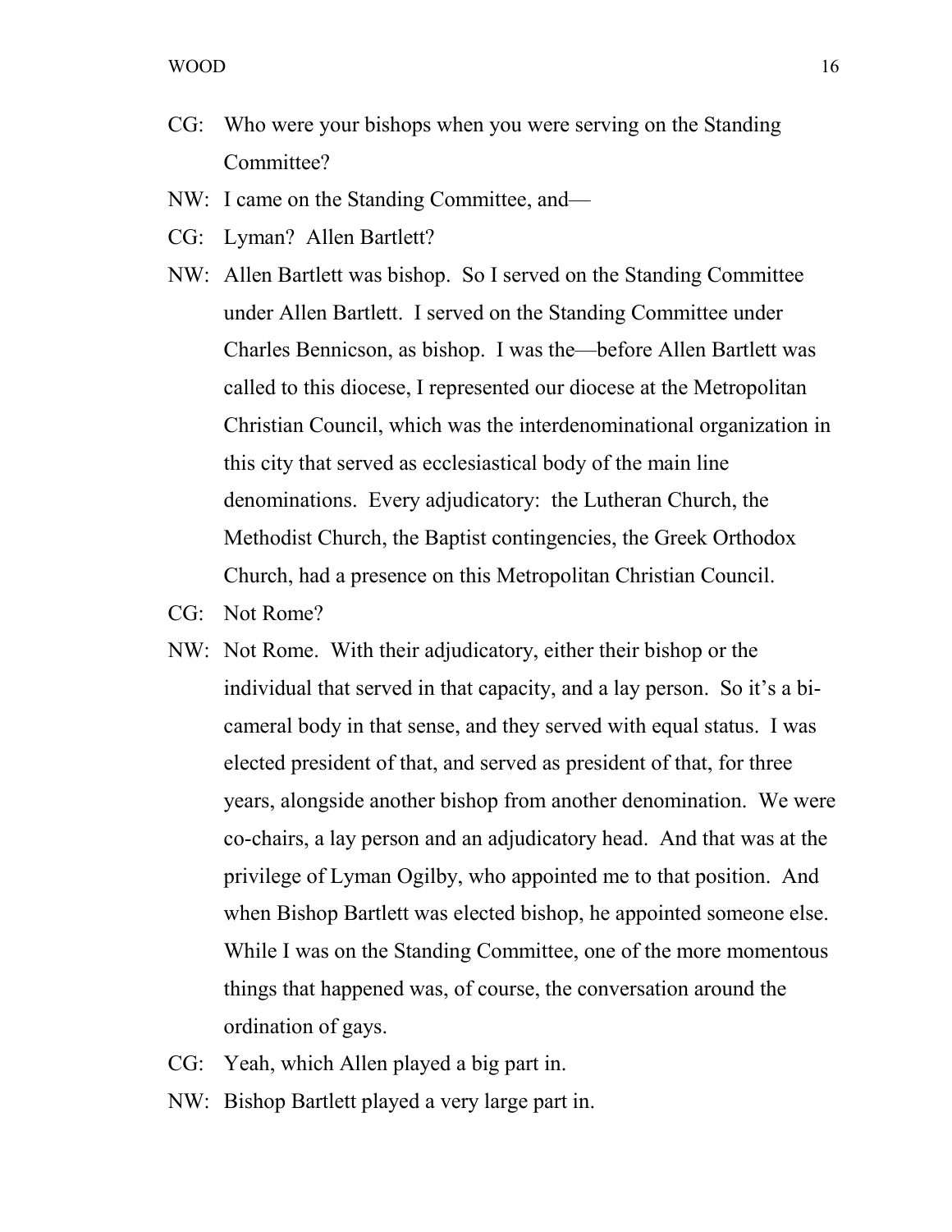CG: Who were your bishops when you were serving on the Standing Committee?

NW: I came on the Standing Committee, and—

CG: Lyman? Allen Bartlett?

NW: Allen Bartlett was bishop. So I served on the Standing Committee under Allen Bartlett. I served on the Standing Committee under Charles Bennicson, as bishop. I was the—before Allen Bartlett was called to this diocese, I represented our diocese at the Metropolitan Christian Council, which was the interdenominational organization in this city that served as ecclesiastical body of the main line denominations. Every adjudicatory: the Lutheran Church, the Methodist Church, the Baptist contingencies, the Greek Orthodox Church, had a presence on this Metropolitan Christian Council.

CG: Not Rome?

NW: Not Rome. With their adjudicatory, either their bishop or the individual that served in that capacity, and a lay person. So it's a bi-cameral body in that sense, and they served with equal status. I was elected president of that, and served as president of that, for three years, alongside another bishop from another denomination. We were co-chairs, a lay person and an adjudicatory head. And that was at the privilege of Lyman Ogilby, who appointed me to that position. And when Bishop Bartlett was elected bishop, he appointed someone else. While I was on the Standing Committee, one of the more momentous things that happened was, of course, the conversation around the ordination of gays.

CG: Yeah, which Allen played a big part in.

NW: Bishop Bartlett played a very large part in.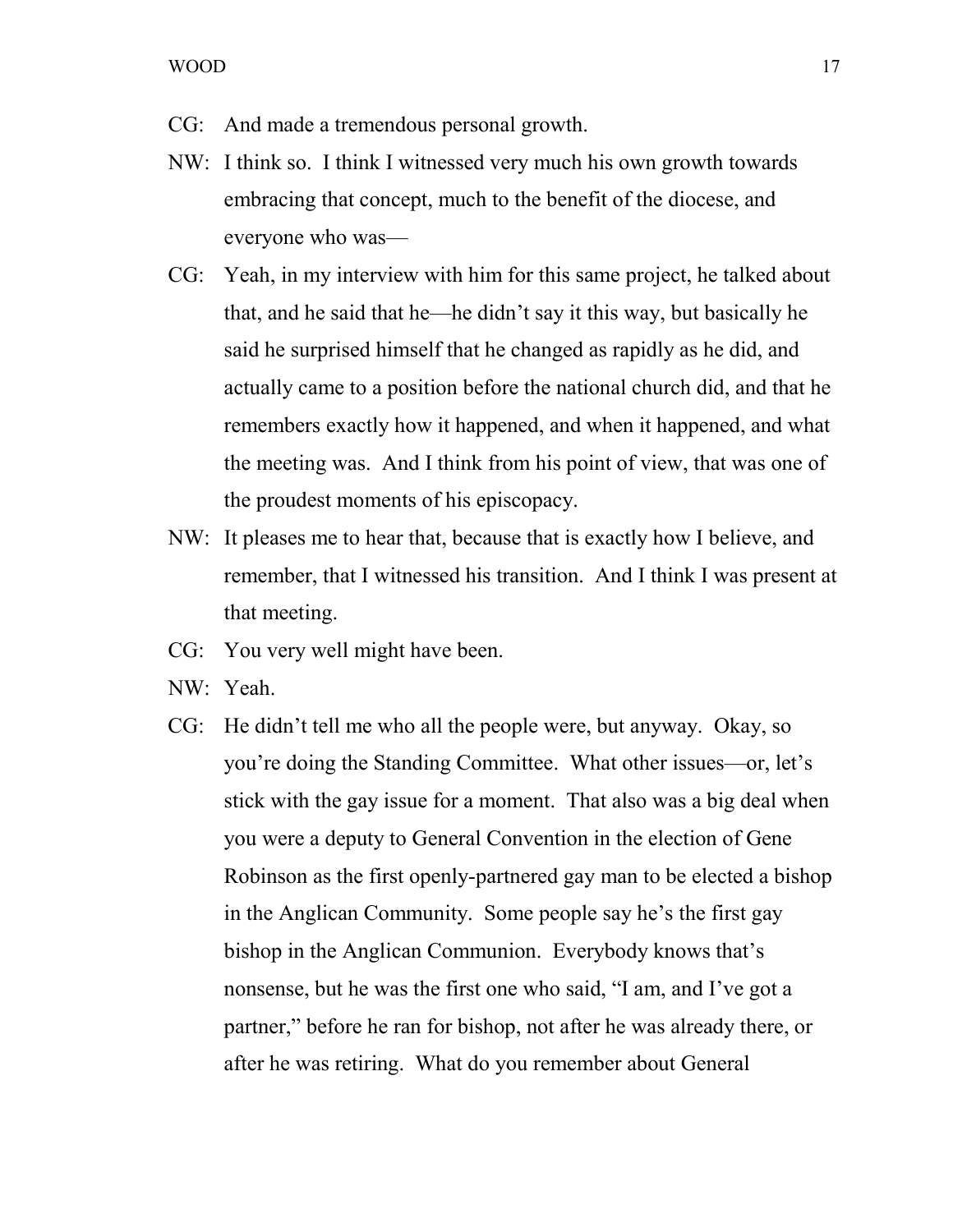CG: And made a tremendous personal growth.

NW: I think so. I think I witnessed very much his own growth towards embracing that concept, much to the benefit of the diocese, and everyone who was—

CG: Yeah, in my interview with him for this same project, he talked about that, and he said that he—he didn't say it this way, but basically he said he surprised himself that he changed as rapidly as he did, and actually came to a position before the national church did, and that he remembers exactly how it happened, and when it happened, and what the meeting was. And I think from his point of view, that was one of the proudest moments of his episcopacy.

NW: It pleases me to hear that, because that is exactly how I believe, and remember, that I witnessed his transition. And I think I was present at that meeting.

CG: You very well might have been.

NW: Yeah.

CG: He didn't tell me who all the people were, but anyway. Okay, so you're doing the Standing Committee. What other issues—or, let's stick with the gay issue for a moment. That also was a big deal when you were a deputy to General Convention in the election of Gene Robinson as the first openly-partnered gay man to be elected a bishop in the Anglican Community. Some people say he's the first gay bishop in the Anglican Communion. Everybody knows that's nonsense, but he was the first one who said, "I am, and I've got a partner," before he ran for bishop, not after he was already there, or after he was retiring. What do you remember about General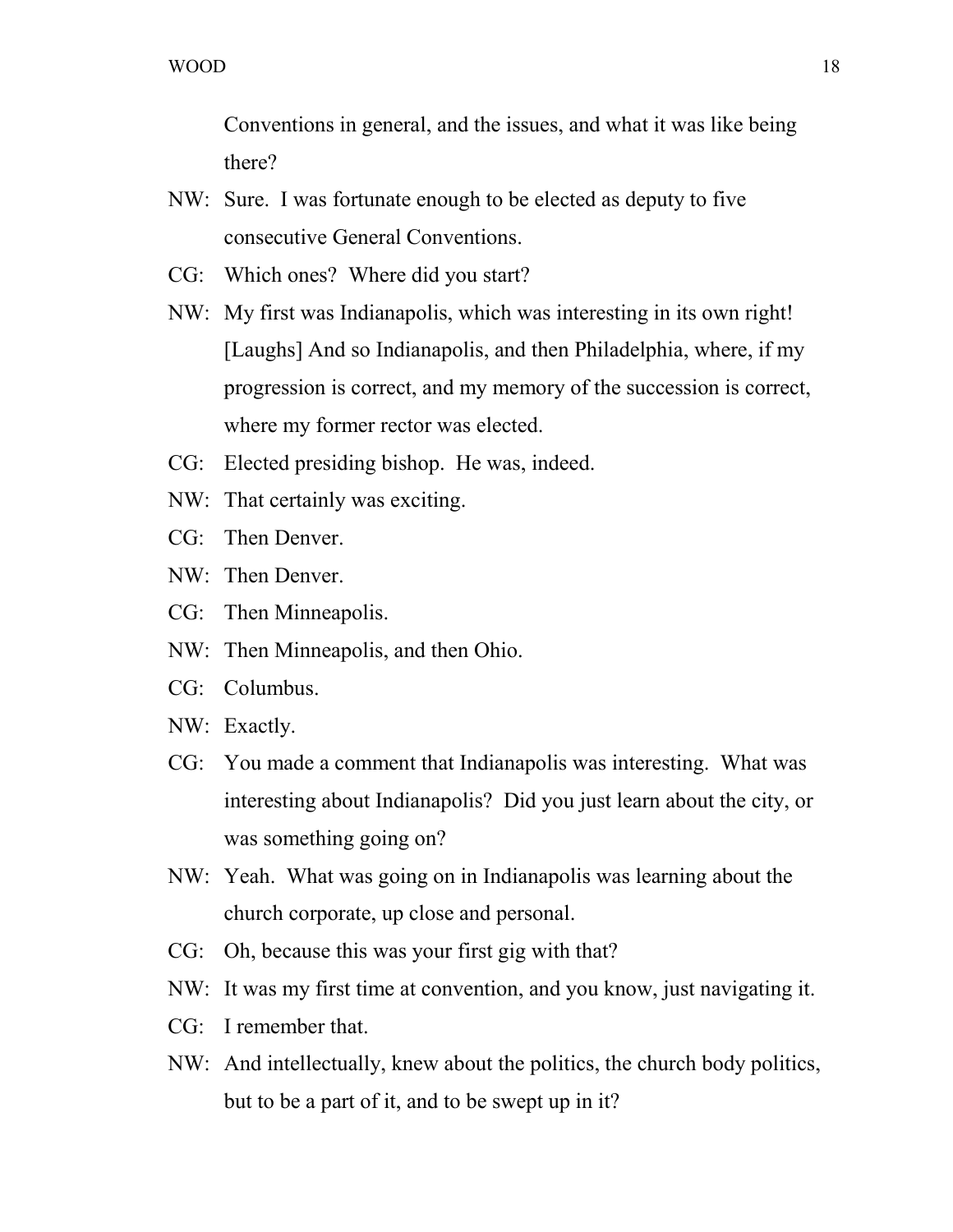Conventions in general, and the issues, and what it was like being there?

NW: Sure. I was fortunate enough to be elected as deputy to five consecutive General Conventions.

CG: Which ones? Where did you start?

NW: My first was Indianapolis, which was interesting in its own right! [Laughs] And so Indianapolis, and then Philadelphia, where, if my progression is correct, and my memory of the succession is correct, where my former rector was elected.

CG: Elected presiding bishop. He was, indeed.

NW: That certainly was exciting.

CG: Then Denver.

NW: Then Denver.

CG: Then Minneapolis.

NW: Then Minneapolis, and then Ohio.

CG: Columbus.

NW: Exactly.

CG: You made a comment that Indianapolis was interesting. What was interesting about Indianapolis? Did you just learn about the city, or was something going on?

NW: Yeah. What was going on in Indianapolis was learning about the church corporate, up close and personal.

CG: Oh, because this was your first gig with that?

NW: It was my first time at convention, and you know, just navigating it.

CG: I remember that.

NW: And intellectually, knew about the politics, the church body politics, but to be a part of it, and to be swept up in it?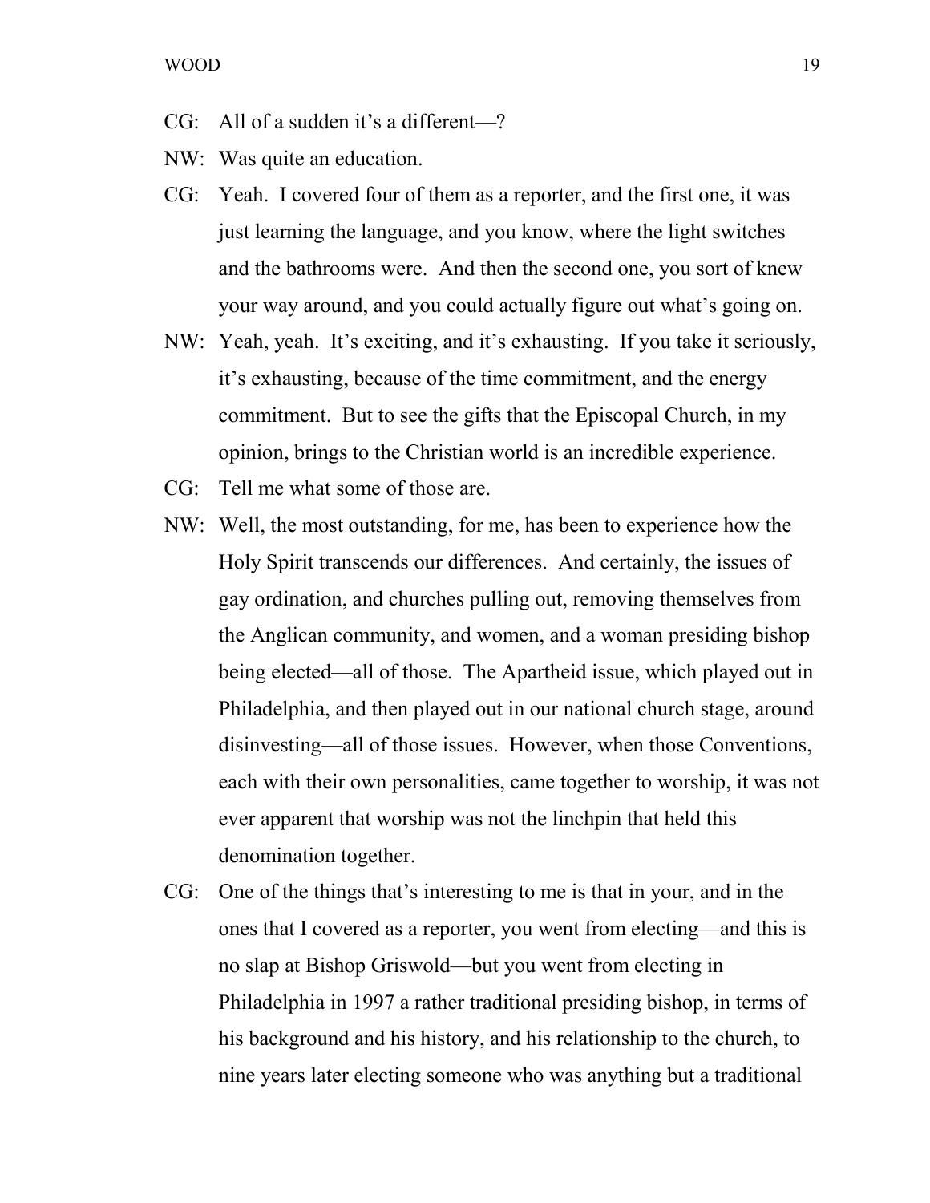CG: All of a sudden it's a different—?

NW: Was quite an education.

CG: Yeah. I covered four of them as a reporter, and the first one, it was just learning the language, and you know, where the light switches and the bathrooms were. And then the second one, you sort of knew your way around, and you could actually figure out what's going on.

NW: Yeah, yeah. It's exciting, and it's exhausting. If you take it seriously, it's exhausting, because of the time commitment, and the energy commitment. But to see the gifts that the Episcopal Church, in my opinion, brings to the Christian world is an incredible experience.

CG: Tell me what some of those are.

NW: Well, the most outstanding, for me, has been to experience how the Holy Spirit transcends our differences. And certainly, the issues of gay ordination, and churches pulling out, removing themselves from the Anglican community, and women, and a woman presiding bishop being elected—all of those. The Apartheid issue, which played out in Philadelphia, and then played out in our national church stage, around disinvesting—all of those issues. However, when those Conventions, each with their own personalities, came together to worship, it was not ever apparent that worship was not the linchpin that held this denomination together.

CG: One of the things that's interesting to me is that in your, and in the ones that I covered as a reporter, you went from electing—and this is no slap at Bishop Griswold—but you went from electing in Philadelphia in 1997 a rather traditional presiding bishop, in terms of his background and his history, and his relationship to the church, to nine years later electing someone who was anything but a traditional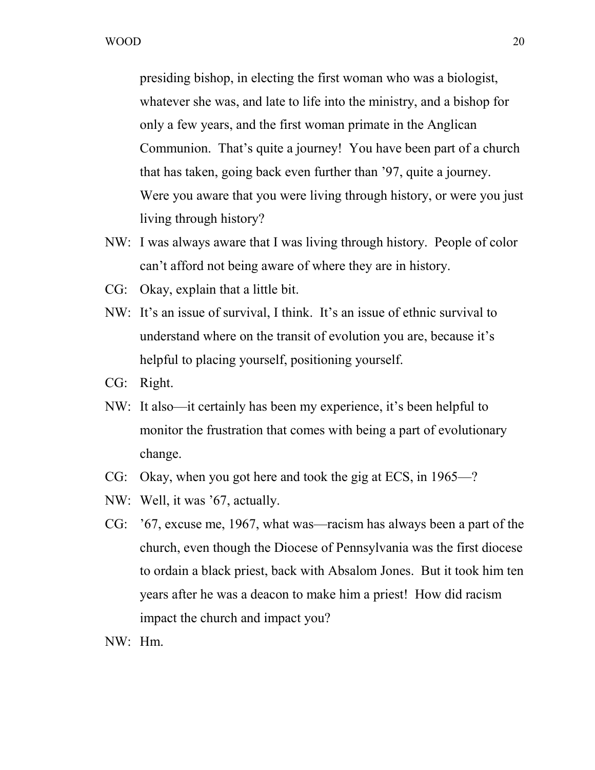presiding bishop, in electing the first woman who was a biologist, whatever she was, and late to life into the ministry, and a bishop for only a few years, and the first woman primate in the Anglican Communion. That's quite a journey! You have been part of a church that has taken, going back even further than '97, quite a journey. Were you aware that you were living through history, or were you just living through history?

NW: I was always aware that I was living through history. People of color can't afford not being aware of where they are in history.

CG: Okay, explain that a little bit.

NW: It's an issue of survival, I think. It's an issue of ethnic survival to understand where on the transit of evolution you are, because it's helpful to placing yourself, positioning yourself.

CG: Right.

NW: It also—it certainly has been my experience, it's been helpful to monitor the frustration that comes with being a part of evolutionary change.

CG: Okay, when you got here and took the gig at ECS, in 1965—?

NW: Well, it was '67, actually.

CG: '67, excuse me, 1967, what was—racism has always been a part of the church, even though the Diocese of Pennsylvania was the first diocese to ordain a black priest, back with Absalom Jones. But it took him ten years after he was a deacon to make him a priest! How did racism impact the church and impact you?

NW: Hm.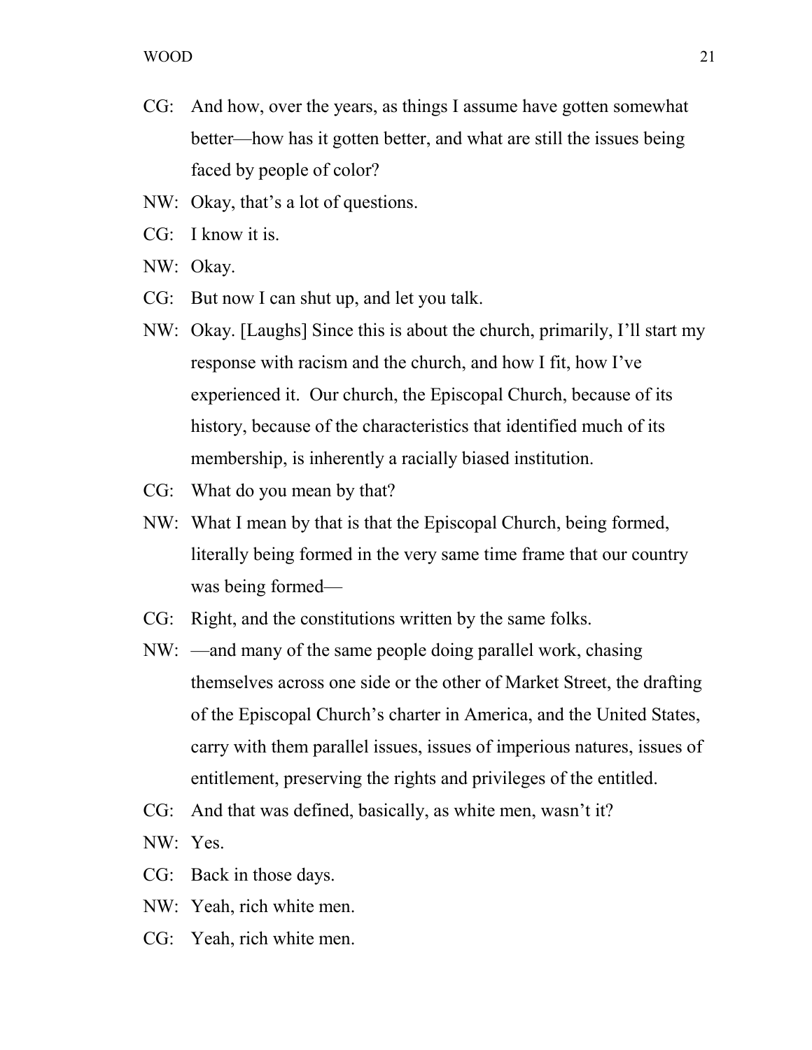CG: And how, over the years, as things I assume have gotten somewhat better—how has it gotten better, and what are still the issues being faced by people of color?

NW: Okay, that's a lot of questions.

CG: I know it is.

NW: Okay.

CG: But now I can shut up, and let you talk.

NW: Okay. [Laughs] Since this is about the church, primarily, I'll start my response with racism and the church, and how I fit, how I've experienced it. Our church, the Episcopal Church, because of its history, because of the characteristics that identified much of its membership, is inherently a racially biased institution.

CG: What do you mean by that?

NW: What I mean by that is that the Episcopal Church, being formed, literally being formed in the very same time frame that our country was being formed—

CG: Right, and the constitutions written by the same folks.

NW: —and many of the same people doing parallel work, chasing themselves across one side or the other of Market Street, the drafting of the Episcopal Church's charter in America, and the United States, carry with them parallel issues, issues of imperious natures, issues of entitlement, preserving the rights and privileges of the entitled.

CG: And that was defined, basically, as white men, wasn't it?

NW: Yes.

CG: Back in those days.

NW: Yeah, rich white men.

CG: Yeah, rich white men.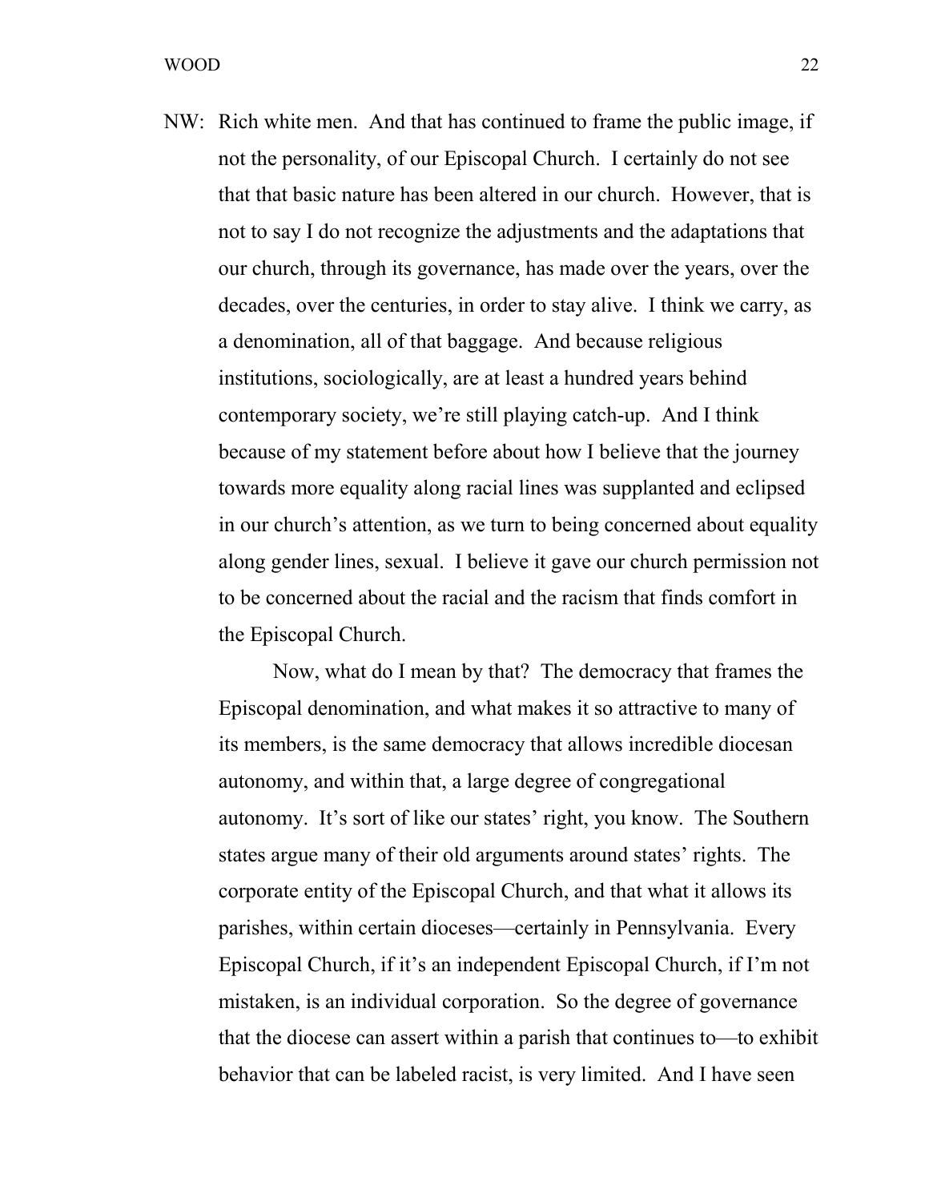NW: Rich white men. And that has continued to frame the public image, if not the personality, of our Episcopal Church. I certainly do not see that that basic nature has been altered in our church. However, that is not to say I do not recognize the adjustments and the adaptations that our church, through its governance, has made over the years, over the decades, over the centuries, in order to stay alive. I think we carry, as a denomination, all of that baggage. And because religious institutions, sociologically, are at least a hundred years behind contemporary society, we're still playing catch-up. And I think because of my statement before about how I believe that the journey towards more equality along racial lines was supplanted and eclipsed in our church's attention, as we turn to being concerned about equality along gender lines, sexual. I believe it gave our church permission not to be concerned about the racial and the racism that finds comfort in the Episcopal Church.

Now, what do I mean by that? The democracy that frames the Episcopal denomination, and what makes it so attractive to many of its members, is the same democracy that allows incredible diocesan autonomy, and within that, a large degree of congregational autonomy. It's sort of like our states' right, you know. The Southern states argue many of their old arguments around states' rights. The corporate entity of the Episcopal Church, and that what it allows its parishes, within certain dioceses—certainly in Pennsylvania. Every Episcopal Church, if it's an independent Episcopal Church, if I'm not mistaken, is an individual corporation. So the degree of governance that the diocese can assert within a parish that continues to—to exhibit behavior that can be labeled racist, is very limited. And I have seen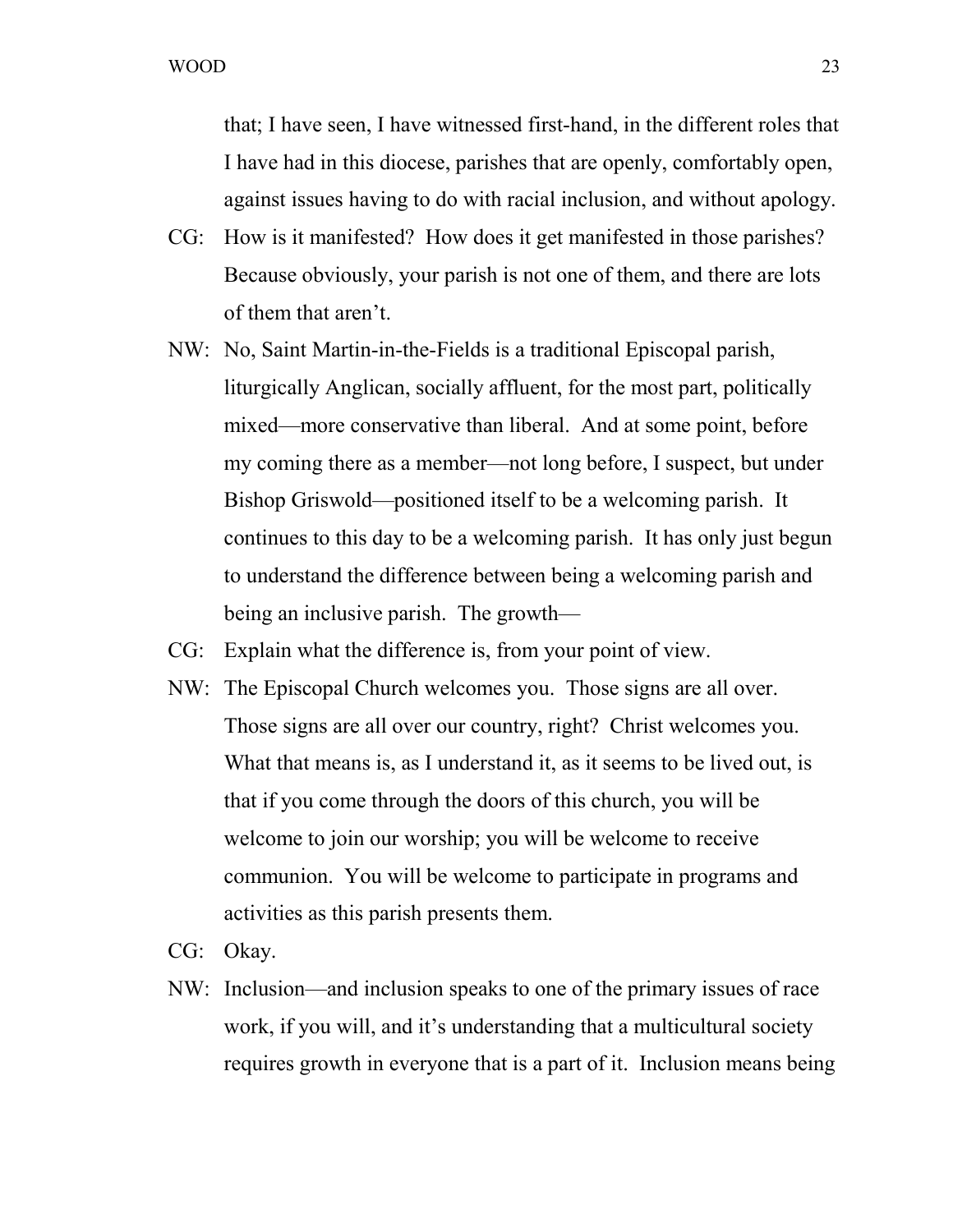that; I have seen, I have witnessed first-hand, in the different roles that I have had in this diocese, parishes that are openly, comfortably open, against issues having to do with racial inclusion, and without apology.

CG: How is it manifested? How does it get manifested in those parishes? Because obviously, your parish is not one of them, and there are lots of them that aren't.

NW: No, Saint Martin-in-the-Fields is a traditional Episcopal parish, liturgically Anglican, socially affluent, for the most part, politically mixed—more conservative than liberal. And at some point, before my coming there as a member—not long before, I suspect, but under Bishop Griswold—positioned itself to be a welcoming parish. It continues to this day to be a welcoming parish. It has only just begun to understand the difference between being a welcoming parish and being an inclusive parish. The growth—

CG: Explain what the difference is, from your point of view.

NW: The Episcopal Church welcomes you. Those signs are all over. Those signs are all over our country, right? Christ welcomes you. What that means is, as I understand it, as it seems to be lived out, is that if you come through the doors of this church, you will be welcome to join our worship; you will be welcome to receive communion. You will be welcome to participate in programs and activities as this parish presents them.

CG: Okay.

NW: Inclusion—and inclusion speaks to one of the primary issues of race work, if you will, and it's understanding that a multicultural society requires growth in everyone that is a part of it. Inclusion means being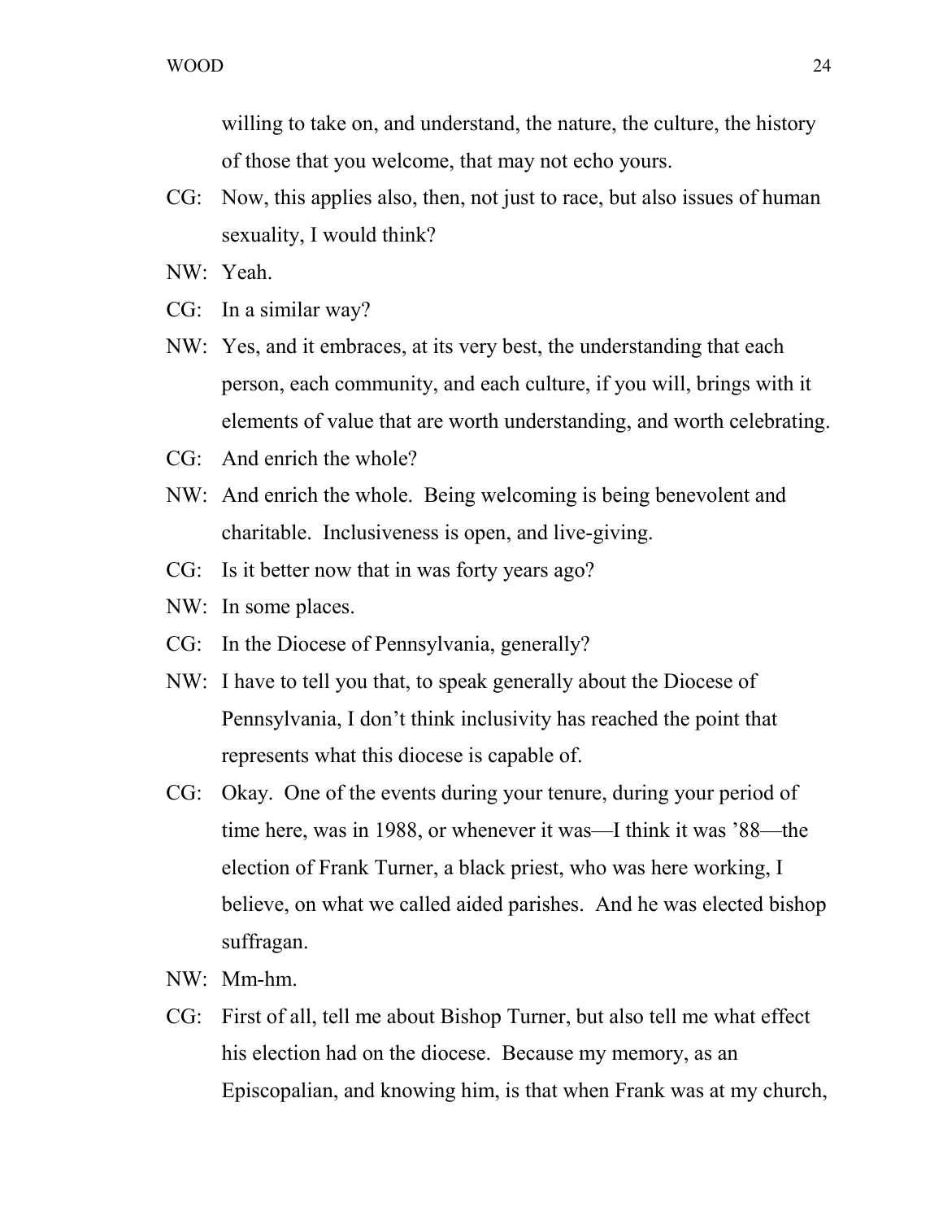willing to take on, and understand, the nature, the culture, the history of those that you welcome, that may not echo yours.

CG: Now, this applies also, then, not just to race, but also issues of human sexuality, I would think?

NW: Yeah.

CG: In a similar way?

NW: Yes, and it embraces, at its very best, the understanding that each person, each community, and each culture, if you will, brings with it elements of value that are worth understanding, and worth celebrating.

CG: And enrich the whole?

NW: And enrich the whole. Being welcoming is being benevolent and charitable. Inclusiveness is open, and live-giving.

CG: Is it better now that in was forty years ago?

NW: In some places.

CG: In the Diocese of Pennsylvania, generally?

NW: I have to tell you that, to speak generally about the Diocese of Pennsylvania, I don't think inclusivity has reached the point that represents what this diocese is capable of.

CG: Okay. One of the events during your tenure, during your period of time here, was in 1988, or whenever it was—I think it was '88—the election of Frank Turner, a black priest, who was here working, I believe, on what we called aided parishes. And he was elected bishop suffragan.

NW: Mm-hm.

CG: First of all, tell me about Bishop Turner, but also tell me what effect his election had on the diocese. Because my memory, as an Episcopalian, and knowing him, is that when Frank was at my church,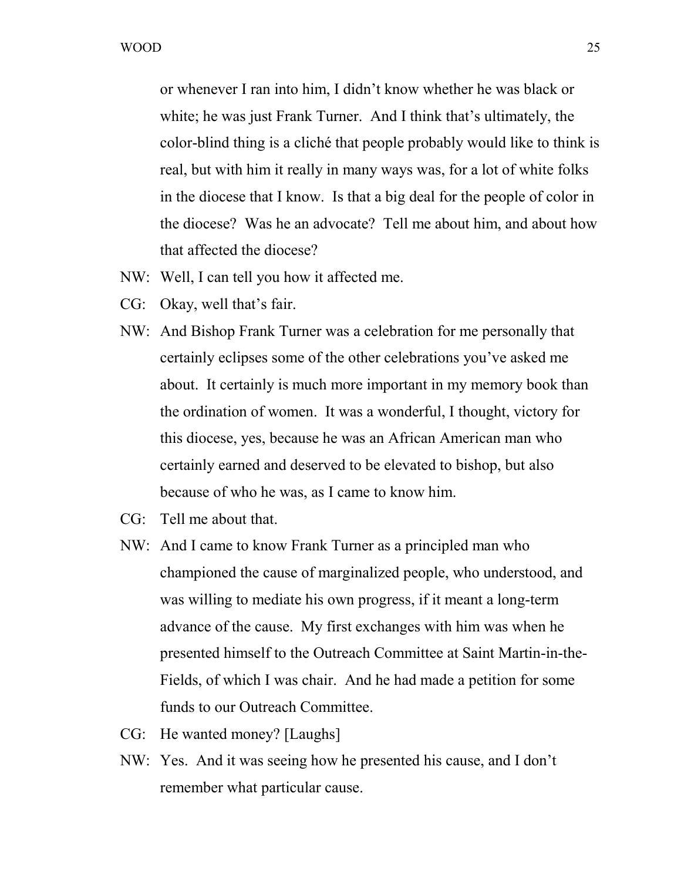or whenever I ran into him, I didn't know whether he was black or white; he was just Frank Turner. And I think that's ultimately, the color-blind thing is a cliché that people probably would like to think is real, but with him it really in many ways was, for a lot of white folks in the diocese that I know. Is that a big deal for the people of color in the diocese? Was he an advocate? Tell me about him, and about how that affected the diocese?

NW: Well, I can tell you how it affected me.

CG: Okay, well that's fair.

NW: And Bishop Frank Turner was a celebration for me personally that certainly eclipses some of the other celebrations you've asked me about. It certainly is much more important in my memory book than the ordination of women. It was a wonderful, I thought, victory for this diocese, yes, because he was an African American man who certainly earned and deserved to be elevated to bishop, but also because of who he was, as I came to know him.

CG: Tell me about that.

NW: And I came to know Frank Turner as a principled man who championed the cause of marginalized people, who understood, and was willing to mediate his own progress, if it meant a long-term advance of the cause. My first exchanges with him was when he presented himself to the Outreach Committee at Saint Martin-in-the-Fields, of which I was chair. And he had made a petition for some funds to our Outreach Committee.

CG: He wanted money? [Laughs]

NW: Yes. And it was seeing how he presented his cause, and I don't remember what particular cause.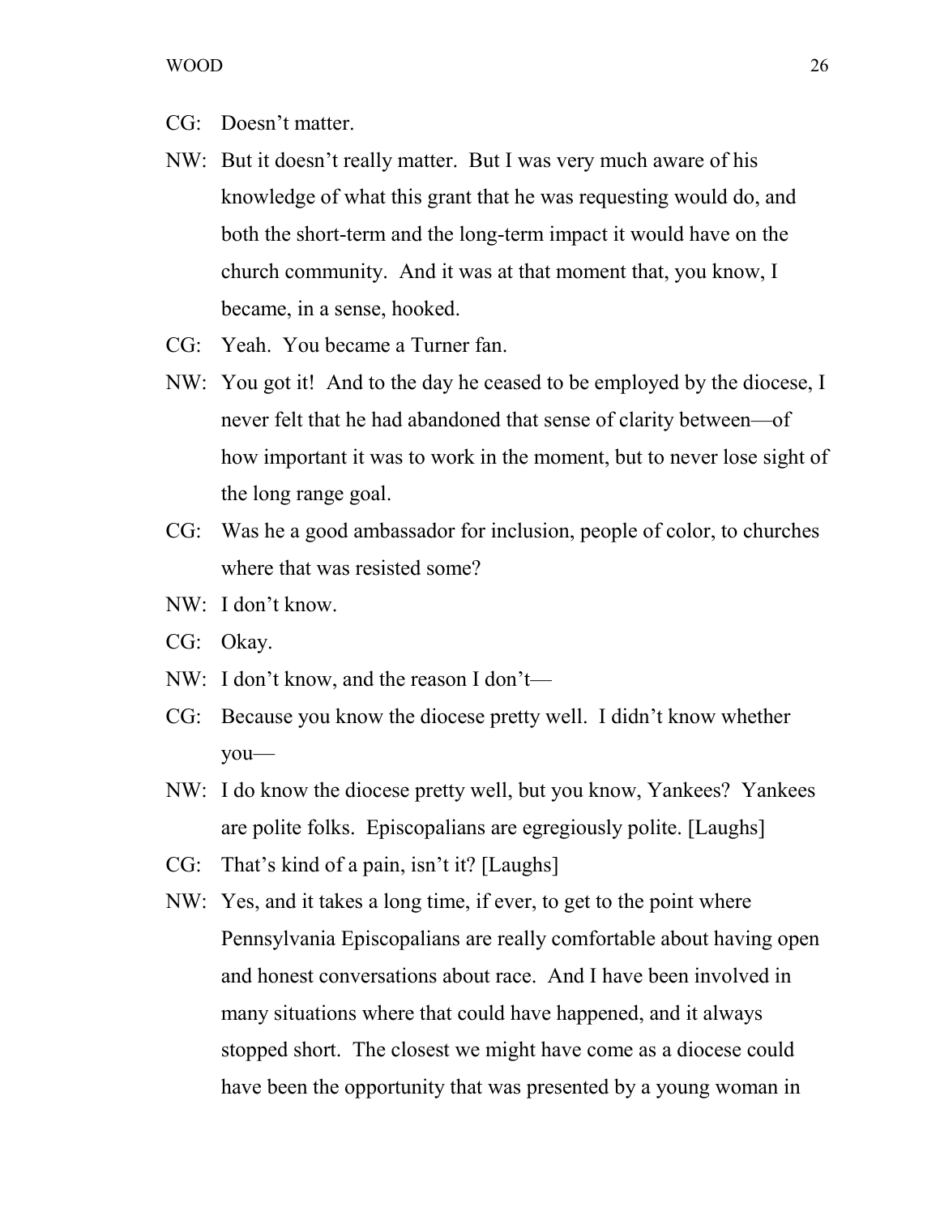CG: Doesn't matter.

NW: But it doesn't really matter. But I was very much aware of his knowledge of what this grant that he was requesting would do, and both the short-term and the long-term impact it would have on the church community. And it was at that moment that, you know, I became, in a sense, hooked.

CG: Yeah. You became a Turner fan.

NW: You got it! And to the day he ceased to be employed by the diocese, I never felt that he had abandoned that sense of clarity between—of how important it was to work in the moment, but to never lose sight of the long range goal.

CG: Was he a good ambassador for inclusion, people of color, to churches where that was resisted some?

NW: I don't know.

CG: Okay.

NW: I don't know, and the reason I don't—

CG: Because you know the diocese pretty well. I didn't know whether you—

NW: I do know the diocese pretty well, but you know, Yankees? Yankees are polite folks. Episcopalians are egregiously polite. [Laughs]

CG: That's kind of a pain, isn't it? [Laughs]

NW: Yes, and it takes a long time, if ever, to get to the point where Pennsylvania Episcopalians are really comfortable about having open and honest conversations about race. And I have been involved in many situations where that could have happened, and it always stopped short. The closest we might have come as a diocese could have been the opportunity that was presented by a young woman in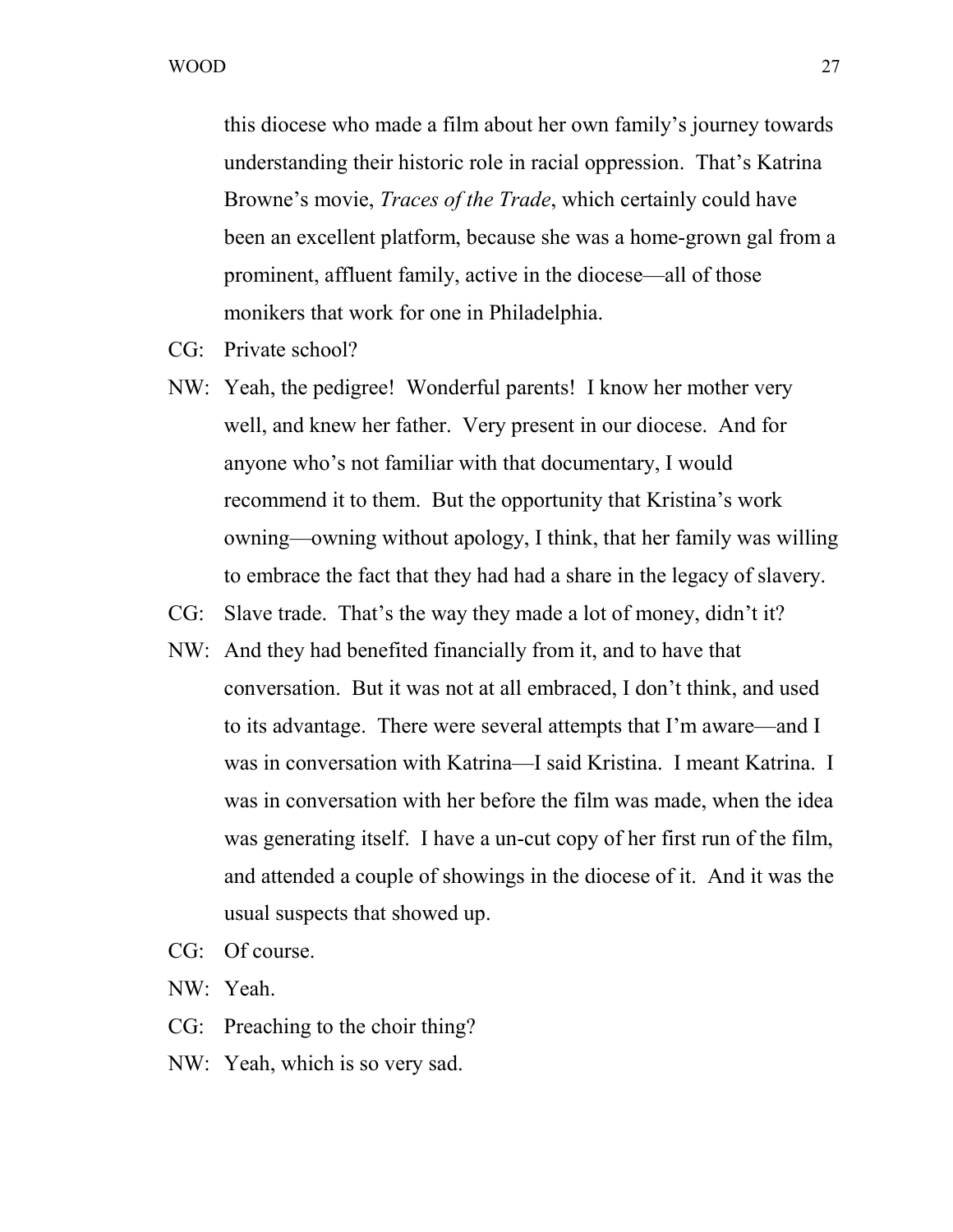this diocese who made a film about her own family's journey towards understanding their historic role in racial oppression. That's Katrina Browne's movie, *Traces of the Trade*, which certainly could have been an excellent platform, because she was a home-grown gal from a prominent, affluent family, active in the diocese—all of those monikers that work for one in Philadelphia.

CG: Private school?

NW: Yeah, the pedigree! Wonderful parents! I know her mother very well, and knew her father. Very present in our diocese. And for anyone who's not familiar with that documentary, I would recommend it to them. But the opportunity that Kristina's work owning—owning without apology, I think, that her family was willing to embrace the fact that they had had a share in the legacy of slavery.

CG: Slave trade. That's the way they made a lot of money, didn't it?

NW: And they had benefited financially from it, and to have that conversation. But it was not at all embraced, I don't think, and used to its advantage. There were several attempts that I'm aware—and I was in conversation with Katrina—I said Kristina. I meant Katrina. I was in conversation with her before the film was made, when the idea was generating itself. I have a un-cut copy of her first run of the film, and attended a couple of showings in the diocese of it. And it was the usual suspects that showed up.

CG: Of course.

NW: Yeah.

CG: Preaching to the choir thing?

NW: Yeah, which is so very sad.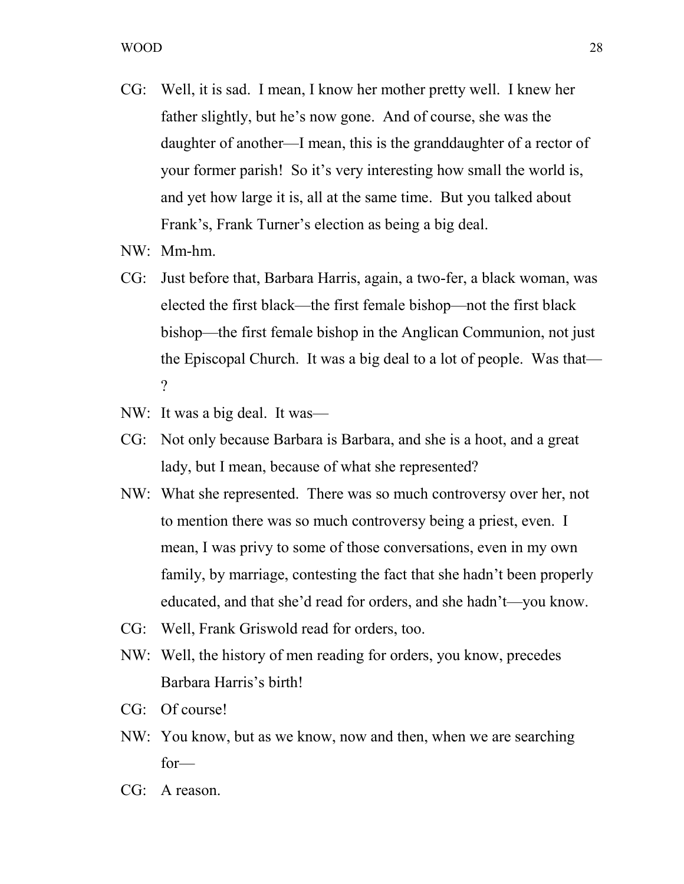CG: Well, it is sad. I mean, I know her mother pretty well. I knew her father slightly, but he's now gone. And of course, she was the daughter of another—I mean, this is the granddaughter of a rector of your former parish! So it's very interesting how small the world is, and yet how large it is, all at the same time. But you talked about Frank's, Frank Turner's election as being a big deal.

NW: Mm-hm.

CG: Just before that, Barbara Harris, again, a two-fer, a black woman, was elected the first black—the first female bishop—not the first black bishop—the first female bishop in the Anglican Communion, not just the Episcopal Church. It was a big deal to a lot of people. Was that—?

NW: It was a big deal. It was—

CG: Not only because Barbara is Barbara, and she is a hoot, and a great lady, but I mean, because of what she represented?

NW: What she represented. There was so much controversy over her, not to mention there was so much controversy being a priest, even. I mean, I was privy to some of those conversations, even in my own family, by marriage, contesting the fact that she hadn't been properly educated, and that she'd read for orders, and she hadn't—you know.

CG: Well, Frank Griswold read for orders, too.

NW: Well, the history of men reading for orders, you know, precedes Barbara Harris's birth!

CG: Of course!

NW: You know, but as we know, now and then, when we are searching for—

CG: A reason.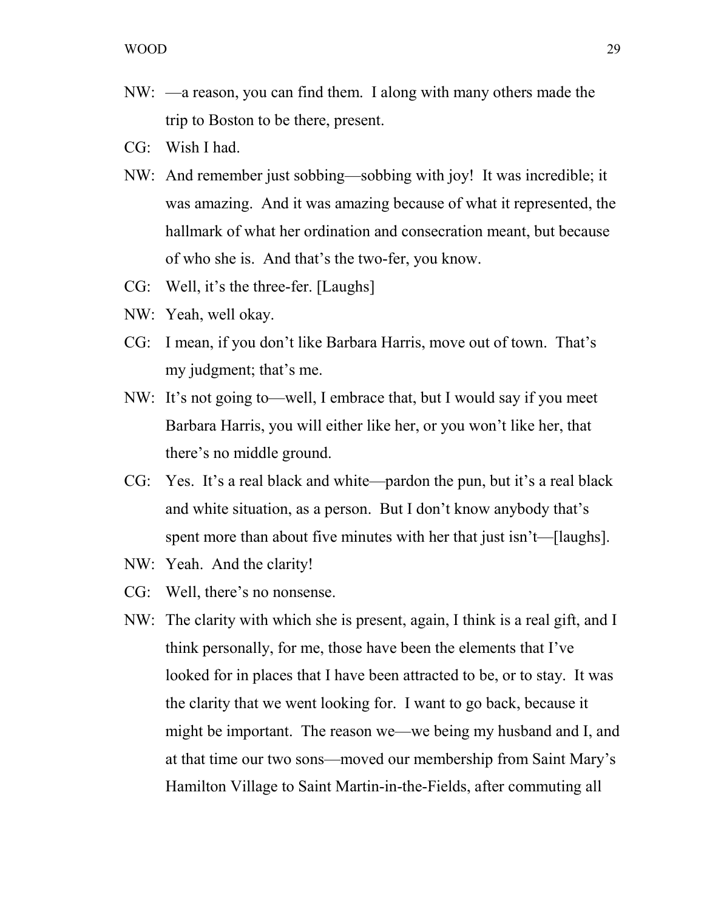NW: —a reason, you can find them. I along with many others made the trip to Boston to be there, present.

CG: Wish I had.

NW: And remember just sobbing—sobbing with joy! It was incredible; it was amazing. And it was amazing because of what it represented, the hallmark of what her ordination and consecration meant, but because of who she is. And that's the two-fer, you know.

CG: Well, it's the three-fer. [Laughs]

NW: Yeah, well okay.

CG: I mean, if you don't like Barbara Harris, move out of town. That's my judgment; that's me.

NW: It's not going to—well, I embrace that, but I would say if you meet Barbara Harris, you will either like her, or you won't like her, that there's no middle ground.

CG: Yes. It's a real black and white—pardon the pun, but it's a real black and white situation, as a person. But I don't know anybody that's spent more than about five minutes with her that just isn't—[laughs].

NW: Yeah. And the clarity!

CG: Well, there's no nonsense.

NW: The clarity with which she is present, again, I think is a real gift, and I think personally, for me, those have been the elements that I've looked for in places that I have been attracted to be, or to stay. It was the clarity that we went looking for. I want to go back, because it might be important. The reason we—we being my husband and I, and at that time our two sons—moved our membership from Saint Mary's Hamilton Village to Saint Martin-in-the-Fields, after commuting all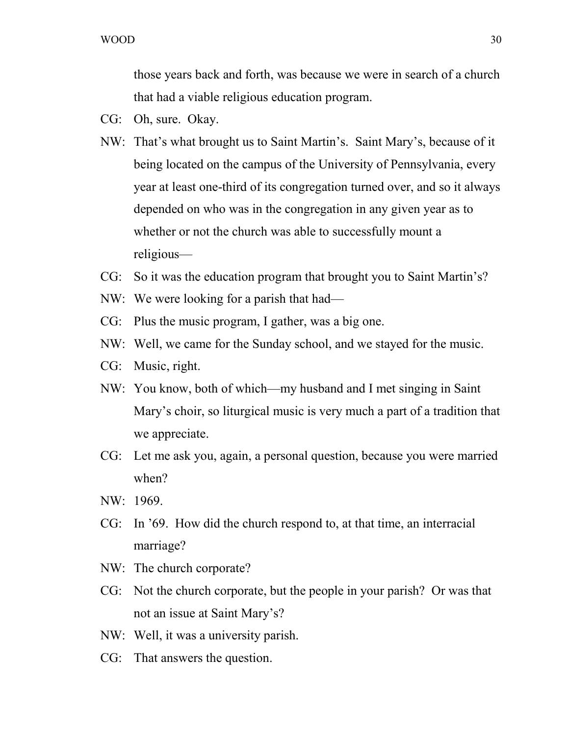those years back and forth, was because we were in search of a church that had a viable religious education program.

CG: Oh, sure. Okay.

NW: That's what brought us to Saint Martin's. Saint Mary's, because of it being located on the campus of the University of Pennsylvania, every year at least one-third of its congregation turned over, and so it always depended on who was in the congregation in any given year as to whether or not the church was able to successfully mount a religious—

CG: So it was the education program that brought you to Saint Martin's?

NW: We were looking for a parish that had—

CG: Plus the music program, I gather, was a big one.

NW: Well, we came for the Sunday school, and we stayed for the music.

CG: Music, right.

NW: You know, both of which—my husband and I met singing in Saint Mary's choir, so liturgical music is very much a part of a tradition that we appreciate.

CG: Let me ask you, again, a personal question, because you were married when?

NW: 1969.

CG: In '69. How did the church respond to, at that time, an interracial marriage?

NW: The church corporate?

CG: Not the church corporate, but the people in your parish? Or was that not an issue at Saint Mary's?

NW: Well, it was a university parish.

CG: That answers the question.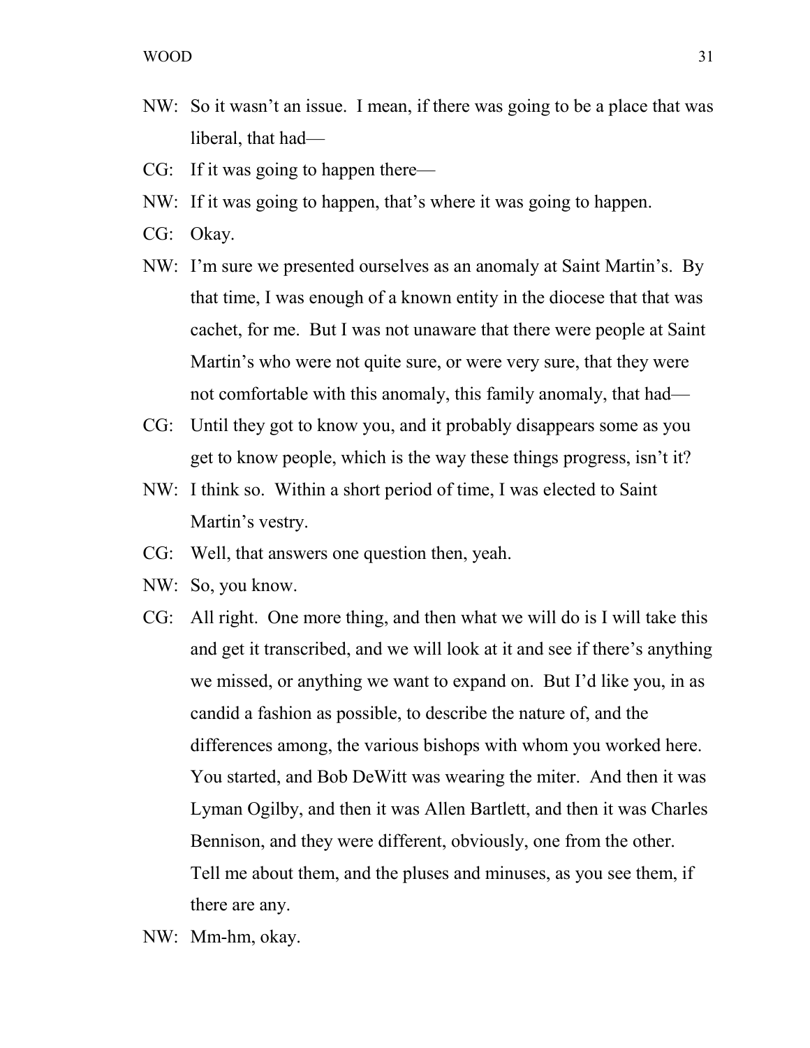NW: So it wasn't an issue. I mean, if there was going to be a place that was liberal, that had—

CG: If it was going to happen there—

NW: If it was going to happen, that's where it was going to happen.

CG: Okay.

NW: I'm sure we presented ourselves as an anomaly at Saint Martin's. By that time, I was enough of a known entity in the diocese that that was cachet, for me. But I was not unaware that there were people at Saint Martin's who were not quite sure, or were very sure, that they were not comfortable with this anomaly, this family anomaly, that had—

CG: Until they got to know you, and it probably disappears some as you get to know people, which is the way these things progress, isn't it?

NW: I think so. Within a short period of time, I was elected to Saint Martin's vestry.

CG: Well, that answers one question then, yeah.

NW: So, you know.

CG: All right. One more thing, and then what we will do is I will take this and get it transcribed, and we will look at it and see if there's anything we missed, or anything we want to expand on. But I'd like you, in as candid a fashion as possible, to describe the nature of, and the differences among, the various bishops with whom you worked here. You started, and Bob DeWitt was wearing the miter. And then it was Lyman Ogilby, and then it was Allen Bartlett, and then it was Charles Bennison, and they were different, obviously, one from the other. Tell me about them, and the pluses and minuses, as you see them, if there are any.

NW: Mm-hm, okay.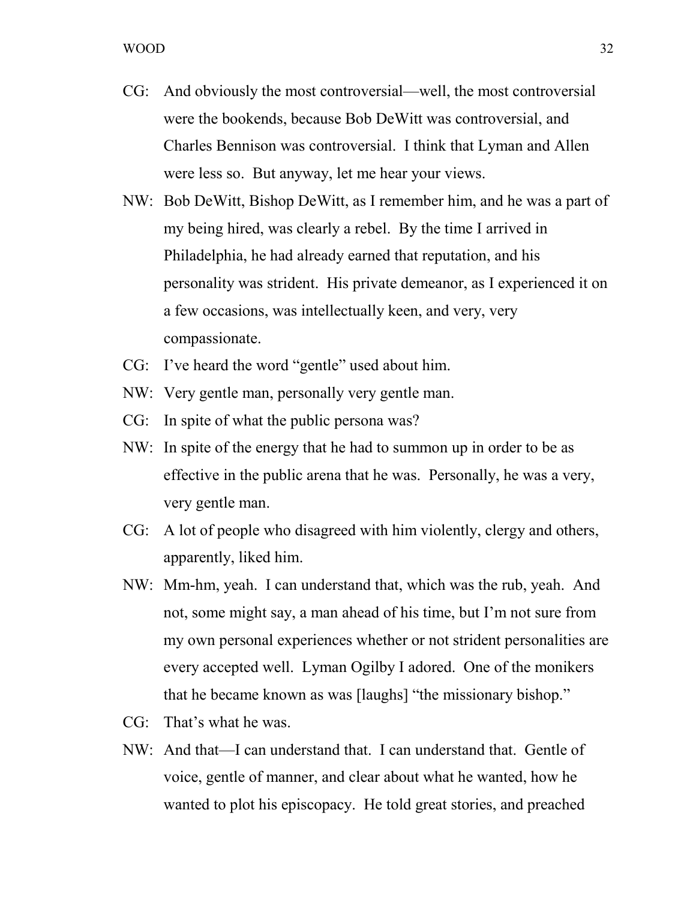CG: And obviously the most controversial—well, the most controversial were the bookends, because Bob DeWitt was controversial, and Charles Bennison was controversial. I think that Lyman and Allen were less so. But anyway, let me hear your views.

NW: Bob DeWitt, Bishop DeWitt, as I remember him, and he was a part of my being hired, was clearly a rebel. By the time I arrived in Philadelphia, he had already earned that reputation, and his personality was strident. His private demeanor, as I experienced it on a few occasions, was intellectually keen, and very, very compassionate.

CG: I've heard the word "gentle" used about him.

NW: Very gentle man, personally very gentle man.

CG: In spite of what the public persona was?

NW: In spite of the energy that he had to summon up in order to be as effective in the public arena that he was. Personally, he was a very, very gentle man.

CG: A lot of people who disagreed with him violently, clergy and others, apparently, liked him.

NW: Mm-hm, yeah. I can understand that, which was the rub, yeah. And not, some might say, a man ahead of his time, but I'm not sure from my own personal experiences whether or not strident personalities are every accepted well. Lyman Ogilby I adored. One of the monikers that he became known as was [laughs] "the missionary bishop."

CG: That's what he was.

NW: And that—I can understand that. I can understand that. Gentle of voice, gentle of manner, and clear about what he wanted, how he wanted to plot his episcopacy. He told great stories, and preached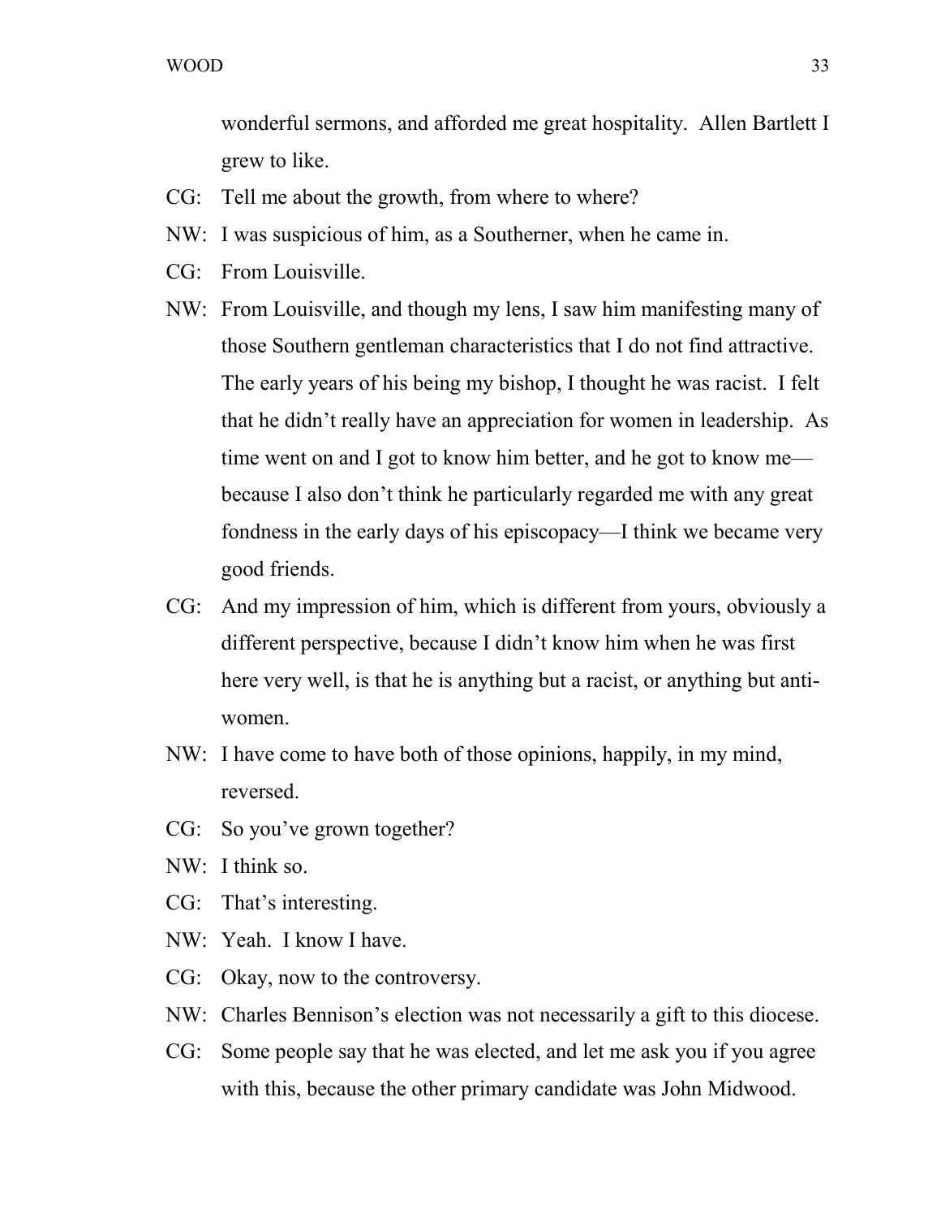wonderful sermons, and afforded me great hospitality. Allen Bartlett I grew to like.

CG: Tell me about the growth, from where to where?

NW: I was suspicious of him, as a Southerner, when he came in.

CG: From Louisville.

NW: From Louisville, and though my lens, I saw him manifesting many of those Southern gentleman characteristics that I do not find attractive. The early years of his being my bishop, I thought he was racist. I felt that he didn't really have an appreciation for women in leadership. As time went on and I got to know him better, and he got to know me—because I also don't think he particularly regarded me with any great fondness in the early days of his episcopacy—I think we became very good friends.

CG: And my impression of him, which is different from yours, obviously a different perspective, because I didn't know him when he was first here very well, is that he is anything but a racist, or anything but anti-women.

NW: I have come to have both of those opinions, happily, in my mind, reversed.

CG: So you've grown together?

NW: I think so.

CG: That's interesting.

NW: Yeah. I know I have.

CG: Okay, now to the controversy.

NW: Charles Bennison's election was not necessarily a gift to this diocese.

CG: Some people say that he was elected, and let me ask you if you agree with this, because the other primary candidate was John Midwood.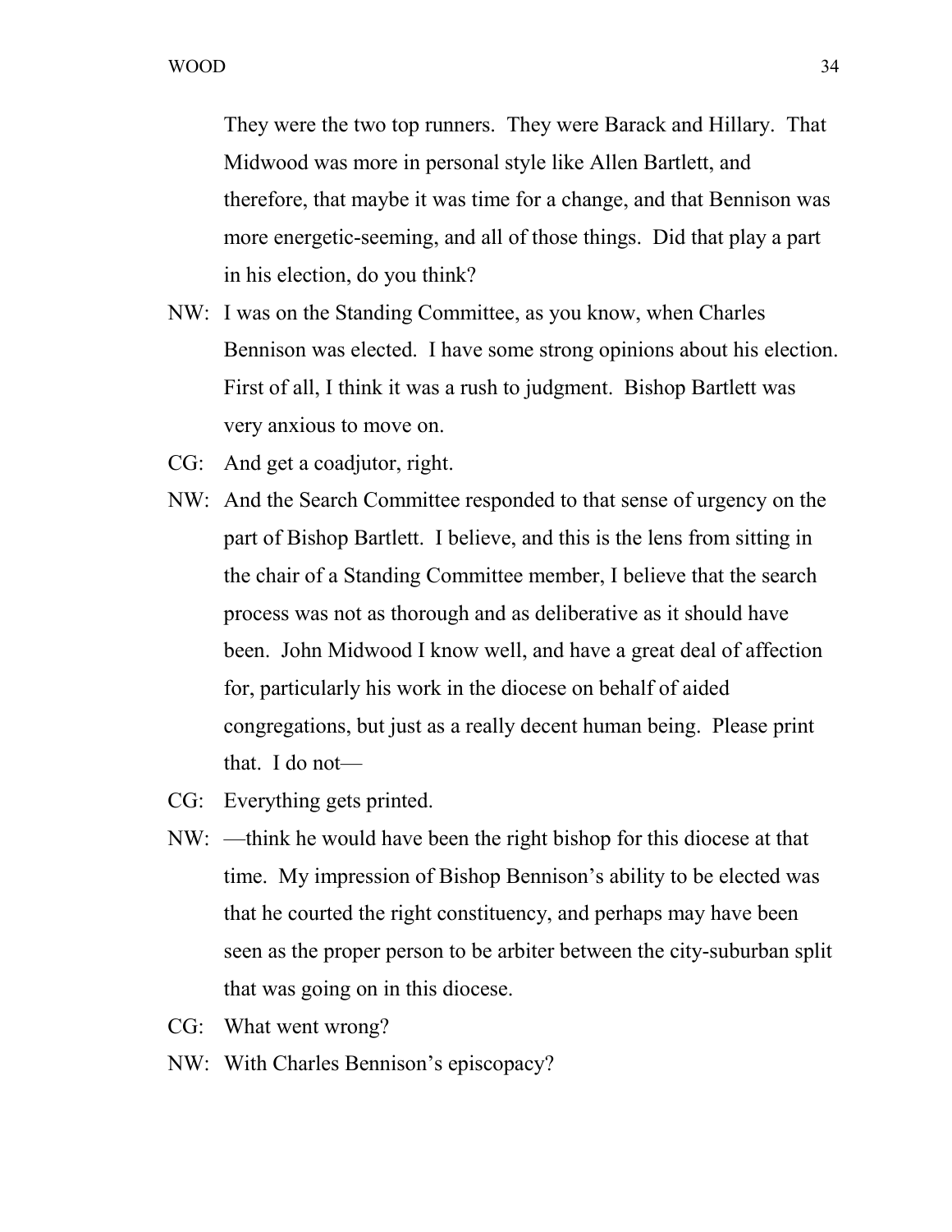They were the two top runners. They were Barack and Hillary. That Midwood was more in personal style like Allen Bartlett, and therefore, that maybe it was time for a change, and that Bennison was more energetic-seeming, and all of those things. Did that play a part in his election, do you think?

NW: I was on the Standing Committee, as you know, when Charles Bennison was elected. I have some strong opinions about his election. First of all, I think it was a rush to judgment. Bishop Bartlett was very anxious to move on.

CG: And get a coadjutor, right.

NW: And the Search Committee responded to that sense of urgency on the part of Bishop Bartlett. I believe, and this is the lens from sitting in the chair of a Standing Committee member, I believe that the search process was not as thorough and as deliberative as it should have been. John Midwood I know well, and have a great deal of affection for, particularly his work in the diocese on behalf of aided congregations, but just as a really decent human being. Please print that. I do not—

CG: Everything gets printed.

NW: —think he would have been the right bishop for this diocese at that time. My impression of Bishop Bennison's ability to be elected was that he courted the right constituency, and perhaps may have been seen as the proper person to be arbiter between the city-suburban split that was going on in this diocese.

CG: What went wrong?

NW: With Charles Bennison's episcopacy?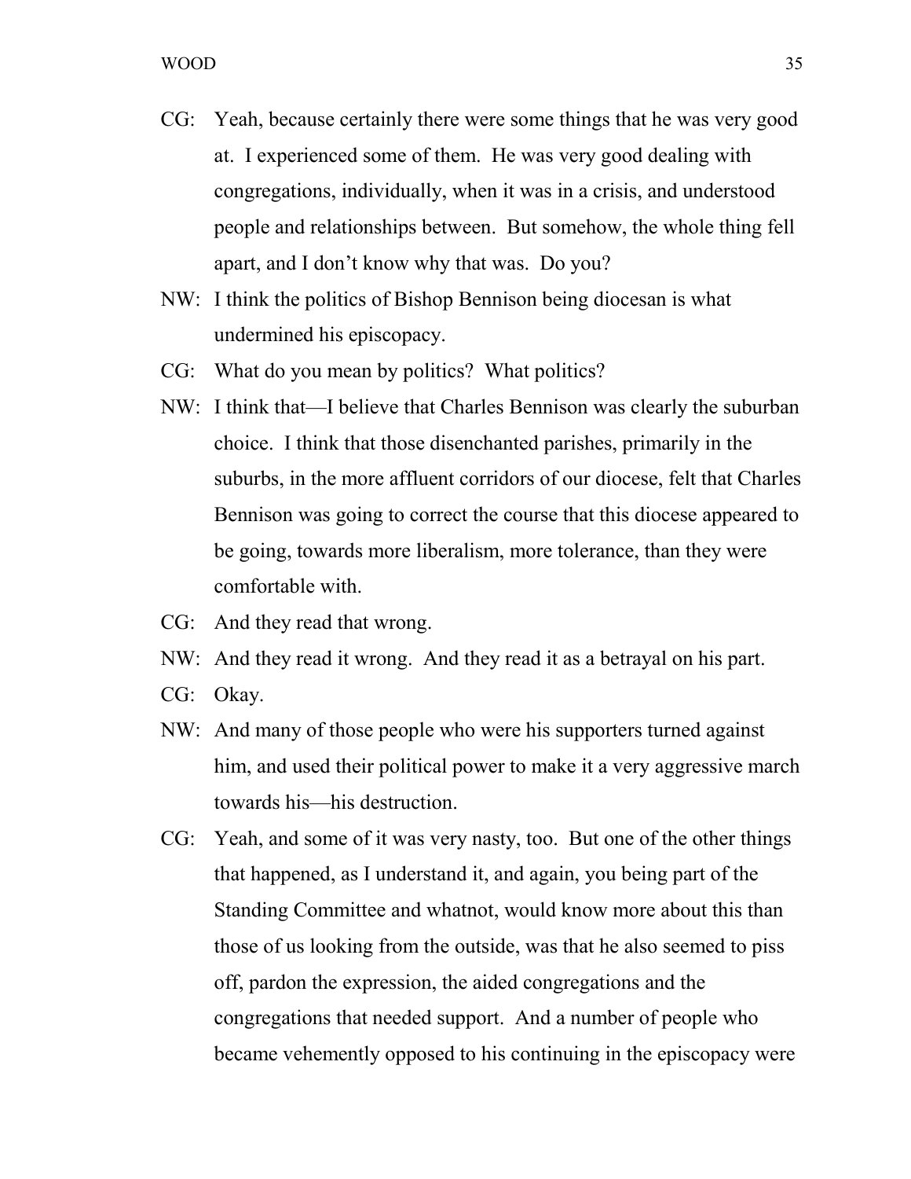CG: Yeah, because certainly there were some things that he was very good at. I experienced some of them. He was very good dealing with congregations, individually, when it was in a crisis, and understood people and relationships between. But somehow, the whole thing fell apart, and I don't know why that was. Do you?

NW: I think the politics of Bishop Bennison being diocesan is what undermined his episcopacy.

CG: What do you mean by politics? What politics?

NW: I think that—I believe that Charles Bennison was clearly the suburban choice. I think that those disenchanted parishes, primarily in the suburbs, in the more affluent corridors of our diocese, felt that Charles Bennison was going to correct the course that this diocese appeared to be going, towards more liberalism, more tolerance, than they were comfortable with.

CG: And they read that wrong.

NW: And they read it wrong. And they read it as a betrayal on his part.

CG: Okay.

NW: And many of those people who were his supporters turned against him, and used their political power to make it a very aggressive march towards his—his destruction.

CG: Yeah, and some of it was very nasty, too. But one of the other things that happened, as I understand it, and again, you being part of the Standing Committee and whatnot, would know more about this than those of us looking from the outside, was that he also seemed to piss off, pardon the expression, the aided congregations and the congregations that needed support. And a number of people who became vehemently opposed to his continuing in the episcopacy were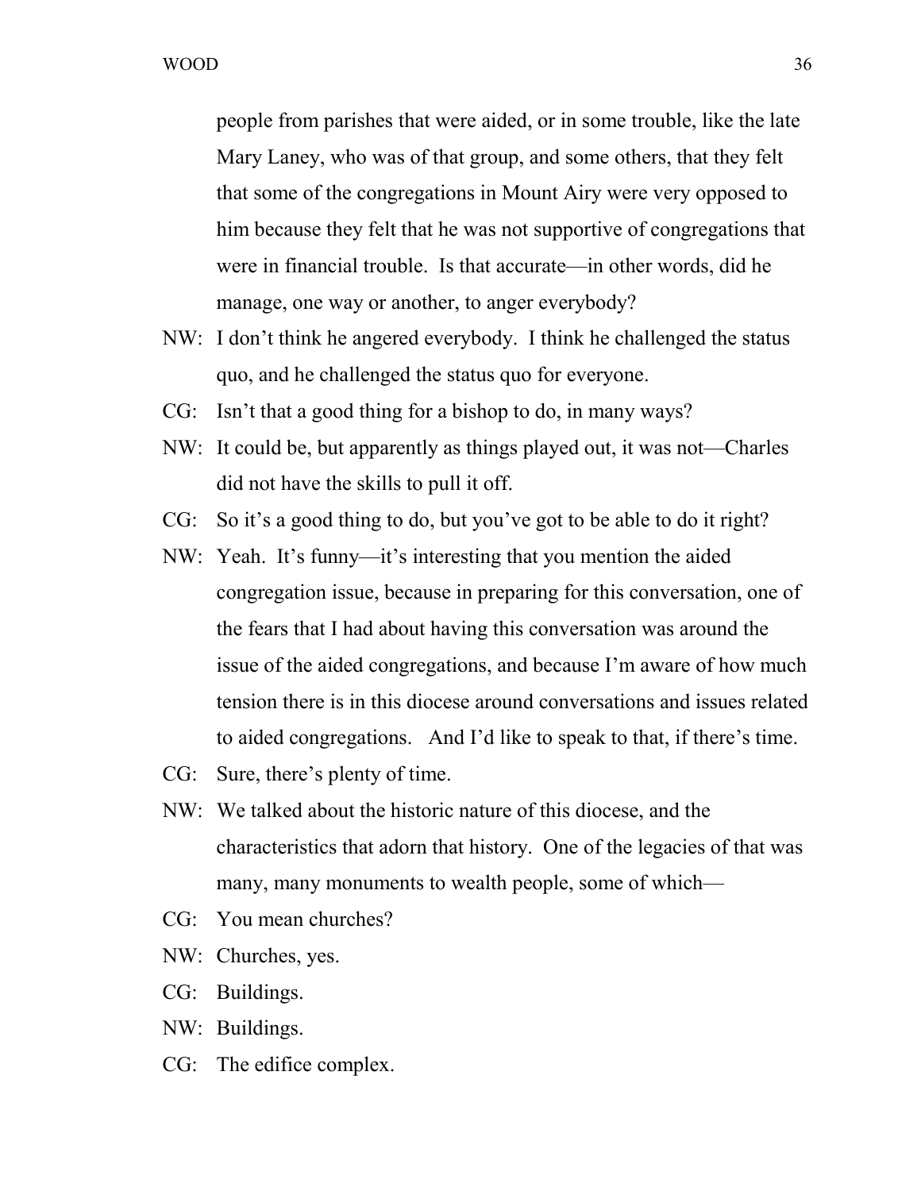people from parishes that were aided, or in some trouble, like the late Mary Laney, who was of that group, and some others, that they felt that some of the congregations in Mount Airy were very opposed to him because they felt that he was not supportive of congregations that were in financial trouble. Is that accurate—in other words, did he manage, one way or another, to anger everybody?

NW: I don't think he angered everybody. I think he challenged the status quo, and he challenged the status quo for everyone.

CG: Isn't that a good thing for a bishop to do, in many ways?

NW: It could be, but apparently as things played out, it was not—Charles did not have the skills to pull it off.

CG: So it's a good thing to do, but you've got to be able to do it right?

NW: Yeah. It's funny—it's interesting that you mention the aided congregation issue, because in preparing for this conversation, one of the fears that I had about having this conversation was around the issue of the aided congregations, and because I'm aware of how much tension there is in this diocese around conversations and issues related to aided congregations. And I'd like to speak to that, if there's time.

CG: Sure, there's plenty of time.

NW: We talked about the historic nature of this diocese, and the characteristics that adorn that history. One of the legacies of that was many, many monuments to wealth people, some of which—

CG: You mean churches?

NW: Churches, yes.

CG: Buildings.

NW: Buildings.

CG: The edifice complex.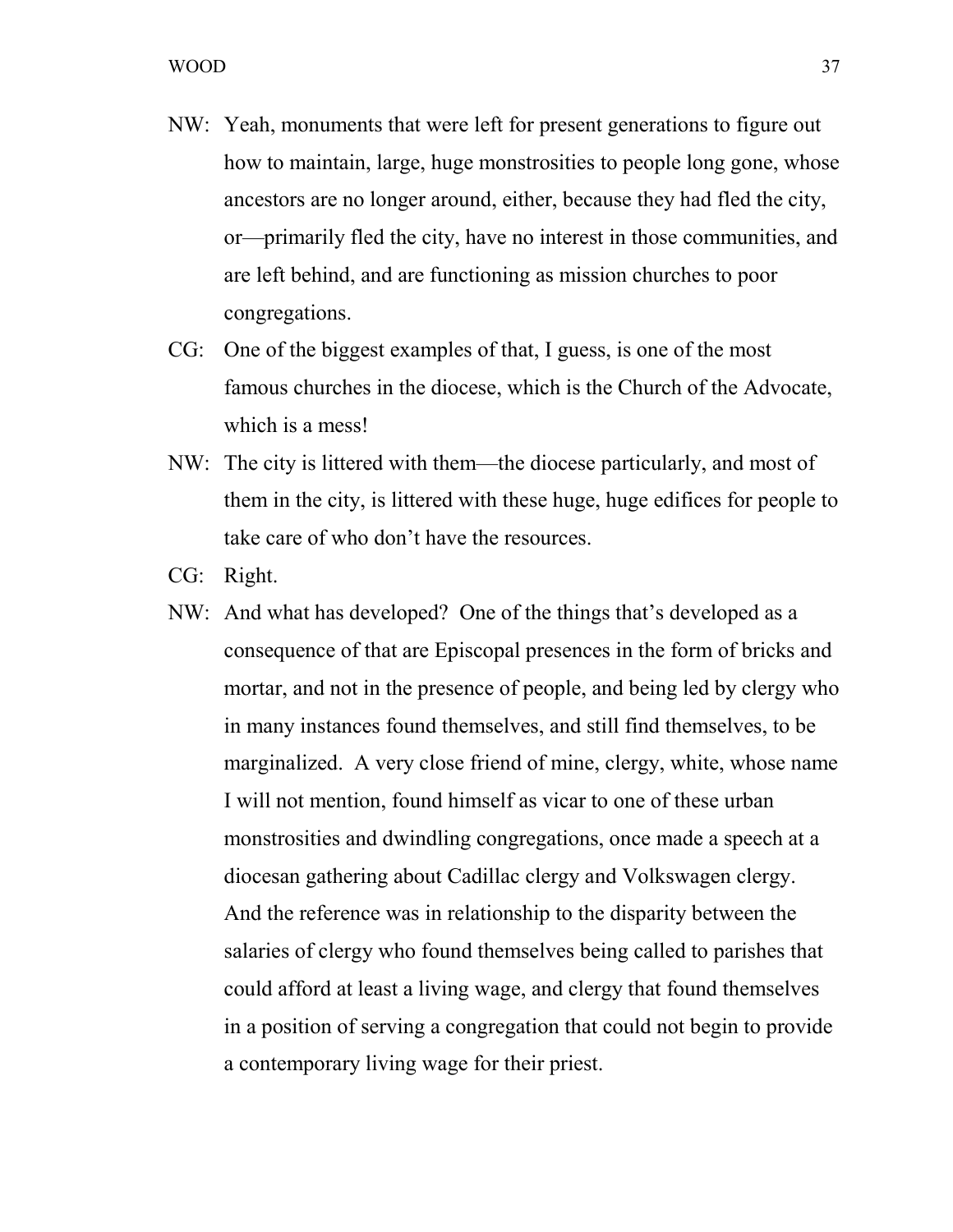NW: Yeah, monuments that were left for present generations to figure out how to maintain, large, huge monstrosities to people long gone, whose ancestors are no longer around, either, because they had fled the city, or—primarily fled the city, have no interest in those communities, and are left behind, and are functioning as mission churches to poor congregations.

CG: One of the biggest examples of that, I guess, is one of the most famous churches in the diocese, which is the Church of the Advocate, which is a mess!

NW: The city is littered with them—the diocese particularly, and most of them in the city, is littered with these huge, huge edifices for people to take care of who don't have the resources.

CG: Right.

NW: And what has developed? One of the things that's developed as a consequence of that are Episcopal presences in the form of bricks and mortar, and not in the presence of people, and being led by clergy who in many instances found themselves, and still find themselves, to be marginalized. A very close friend of mine, clergy, white, whose name I will not mention, found himself as vicar to one of these urban monstrosities and dwindling congregations, once made a speech at a diocesan gathering about Cadillac clergy and Volkswagen clergy. And the reference was in relationship to the disparity between the salaries of clergy who found themselves being called to parishes that could afford at least a living wage, and clergy that found themselves in a position of serving a congregation that could not begin to provide a contemporary living wage for their priest.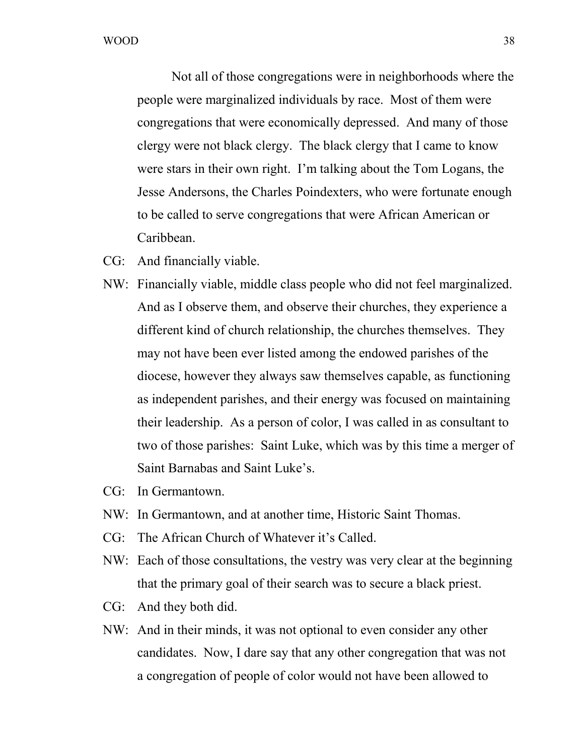Not all of those congregations were in neighborhoods where the people were marginalized individuals by race. Most of them were congregations that were economically depressed. And many of those clergy were not black clergy. The black clergy that I came to know were stars in their own right. I'm talking about the Tom Logans, the Jesse Andersons, the Charles Poindexters, who were fortunate enough to be called to serve congregations that were African American or Caribbean.

CG: And financially viable.

NW: Financially viable, middle class people who did not feel marginalized. And as I observe them, and observe their churches, they experience a different kind of church relationship, the churches themselves. They may not have been ever listed among the endowed parishes of the diocese, however they always saw themselves capable, as functioning as independent parishes, and their energy was focused on maintaining their leadership. As a person of color, I was called in as consultant to two of those parishes: Saint Luke, which was by this time a merger of Saint Barnabas and Saint Luke's.

CG: In Germantown.

NW: In Germantown, and at another time, Historic Saint Thomas.

CG: The African Church of Whatever it's Called.

NW: Each of those consultations, the vestry was very clear at the beginning that the primary goal of their search was to secure a black priest.

CG: And they both did.

NW: And in their minds, it was not optional to even consider any other candidates. Now, I dare say that any other congregation that was not a congregation of people of color would not have been allowed to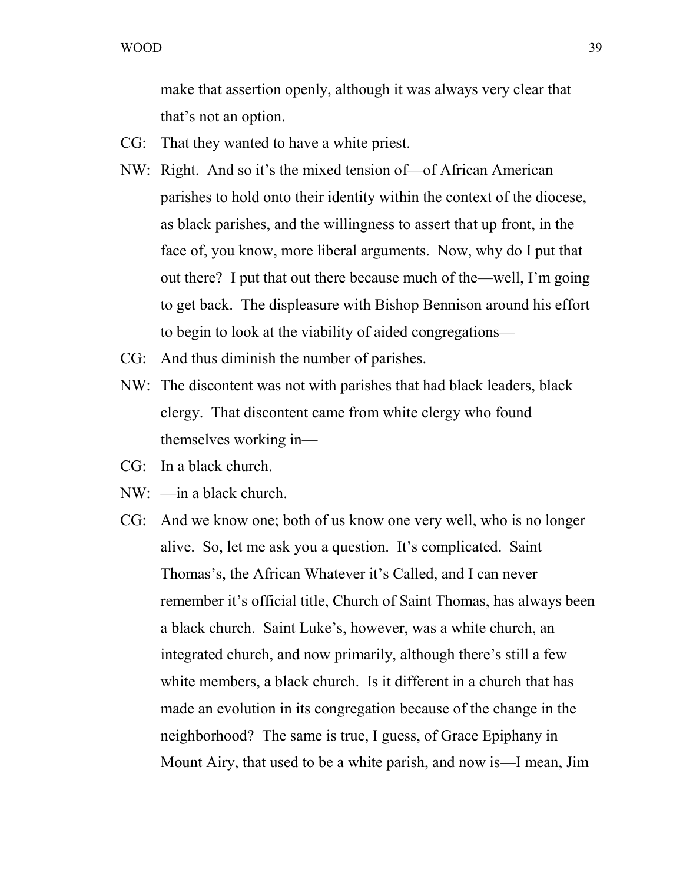make that assertion openly, although it was always very clear that that's not an option.

CG: That they wanted to have a white priest.

NW: Right. And so it's the mixed tension of—of African American parishes to hold onto their identity within the context of the diocese, as black parishes, and the willingness to assert that up front, in the face of, you know, more liberal arguments. Now, why do I put that out there? I put that out there because much of the—well, I'm going to get back. The displeasure with Bishop Bennison around his effort to begin to look at the viability of aided congregations—

CG: And thus diminish the number of parishes.

NW: The discontent was not with parishes that had black leaders, black clergy. That discontent came from white clergy who found themselves working in—

CG: In a black church.

NW: —in a black church.

CG: And we know one; both of us know one very well, who is no longer alive. So, let me ask you a question. It's complicated. Saint Thomas's, the African Whatever it's Called, and I can never remember it's official title, Church of Saint Thomas, has always been a black church. Saint Luke's, however, was a white church, an integrated church, and now primarily, although there's still a few white members, a black church. Is it different in a church that has made an evolution in its congregation because of the change in the neighborhood? The same is true, I guess, of Grace Epiphany in Mount Airy, that used to be a white parish, and now is—I mean, Jim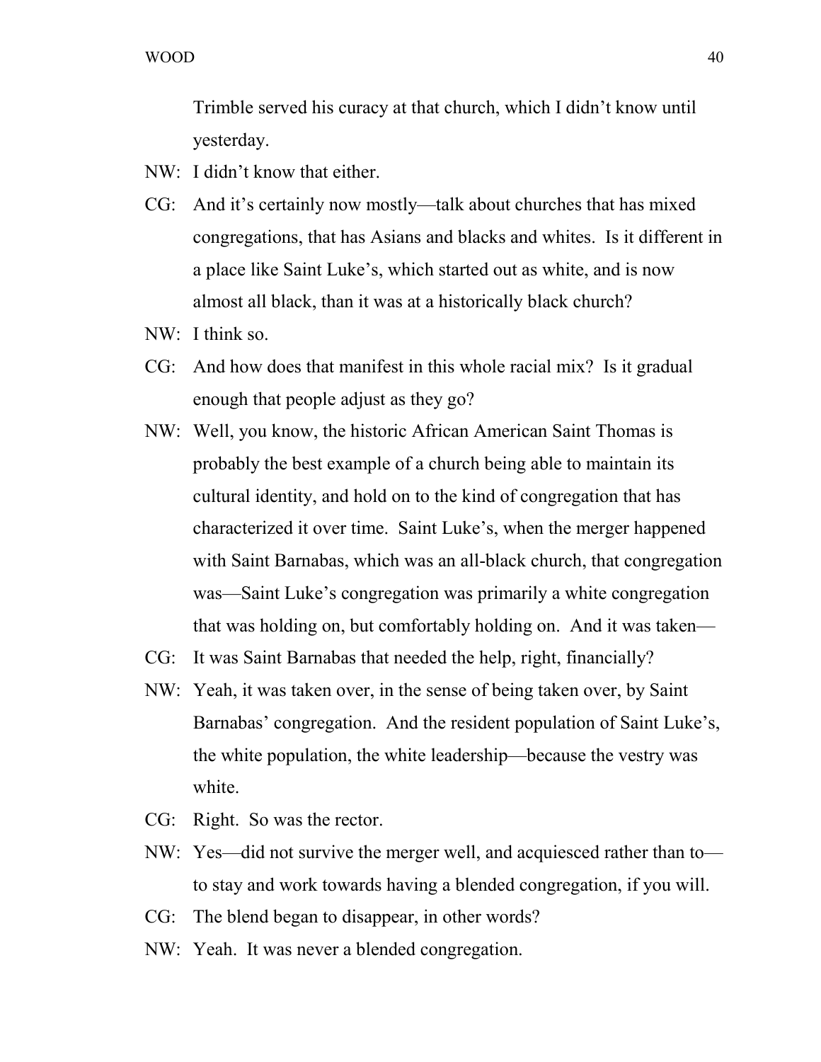Trimble served his curacy at that church, which I didn't know until yesterday.

NW: I didn't know that either.

CG: And it's certainly now mostly—talk about churches that has mixed congregations, that has Asians and blacks and whites. Is it different in a place like Saint Luke's, which started out as white, and is now almost all black, than it was at a historically black church?

NW: I think so.

CG: And how does that manifest in this whole racial mix? Is it gradual enough that people adjust as they go?

NW: Well, you know, the historic African American Saint Thomas is probably the best example of a church being able to maintain its cultural identity, and hold on to the kind of congregation that has characterized it over time. Saint Luke's, when the merger happened with Saint Barnabas, which was an all-black church, that congregation was—Saint Luke's congregation was primarily a white congregation that was holding on, but comfortably holding on. And it was taken—

CG: It was Saint Barnabas that needed the help, right, financially?

NW: Yeah, it was taken over, in the sense of being taken over, by Saint Barnabas' congregation. And the resident population of Saint Luke's, the white population, the white leadership—because the vestry was white.

CG: Right. So was the rector.

NW: Yes—did not survive the merger well, and acquiesced rather than to—to stay and work towards having a blended congregation, if you will.

CG: The blend began to disappear, in other words?

NW: Yeah. It was never a blended congregation.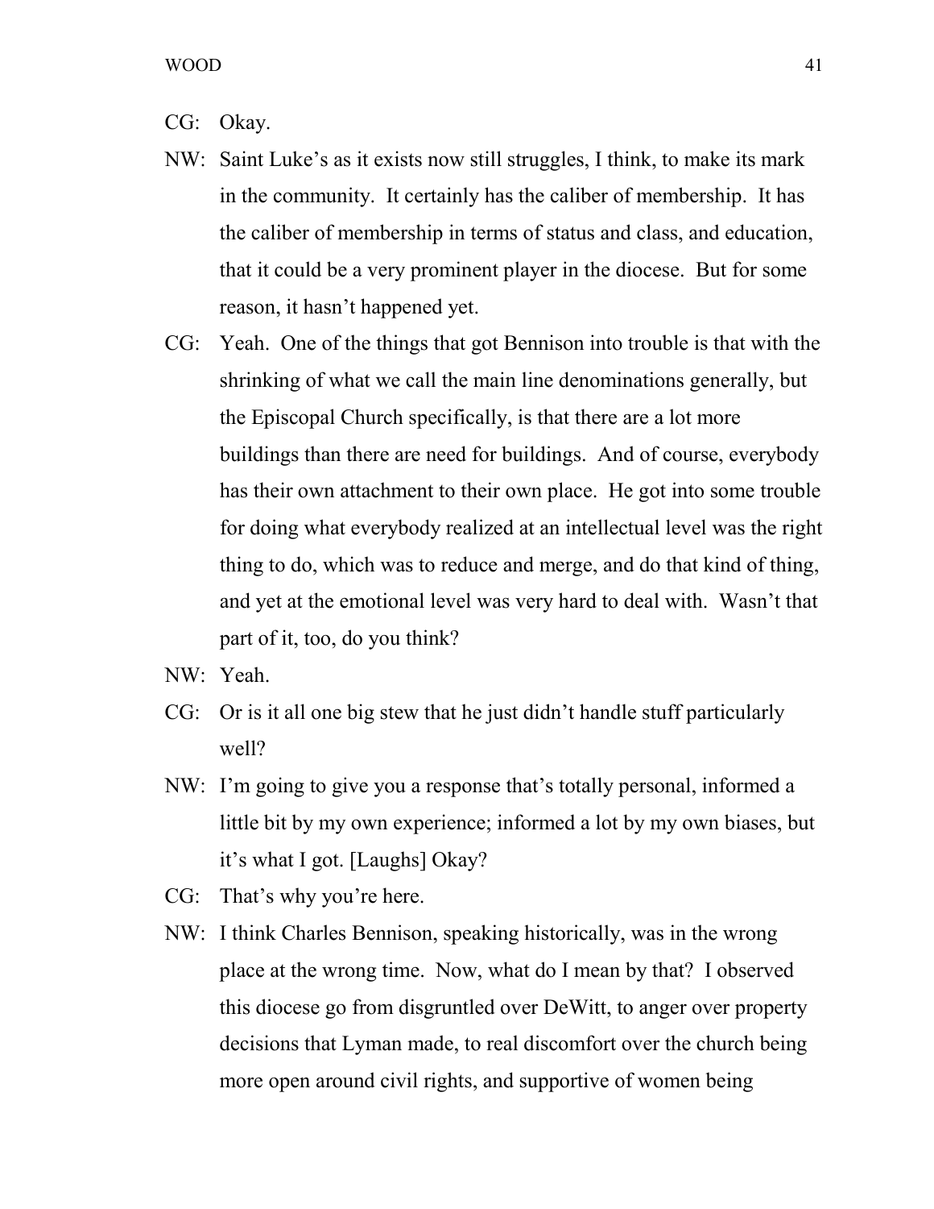CG: Okay.

NW: Saint Luke's as it exists now still struggles, I think, to make its mark in the community. It certainly has the caliber of membership. It has the caliber of membership in terms of status and class, and education, that it could be a very prominent player in the diocese. But for some reason, it hasn't happened yet.

CG: Yeah. One of the things that got Bennison into trouble is that with the shrinking of what we call the main line denominations generally, but the Episcopal Church specifically, is that there are a lot more buildings than there are need for buildings. And of course, everybody has their own attachment to their own place. He got into some trouble for doing what everybody realized at an intellectual level was the right thing to do, which was to reduce and merge, and do that kind of thing, and yet at the emotional level was very hard to deal with. Wasn't that part of it, too, do you think?

NW: Yeah.

CG: Or is it all one big stew that he just didn't handle stuff particularly well?

NW: I'm going to give you a response that's totally personal, informed a little bit by my own experience; informed a lot by my own biases, but it's what I got. [Laughs] Okay?

CG: That's why you're here.

NW: I think Charles Bennison, speaking historically, was in the wrong place at the wrong time. Now, what do I mean by that? I observed this diocese go from disgruntled over DeWitt, to anger over property decisions that Lyman made, to real discomfort over the church being more open around civil rights, and supportive of women being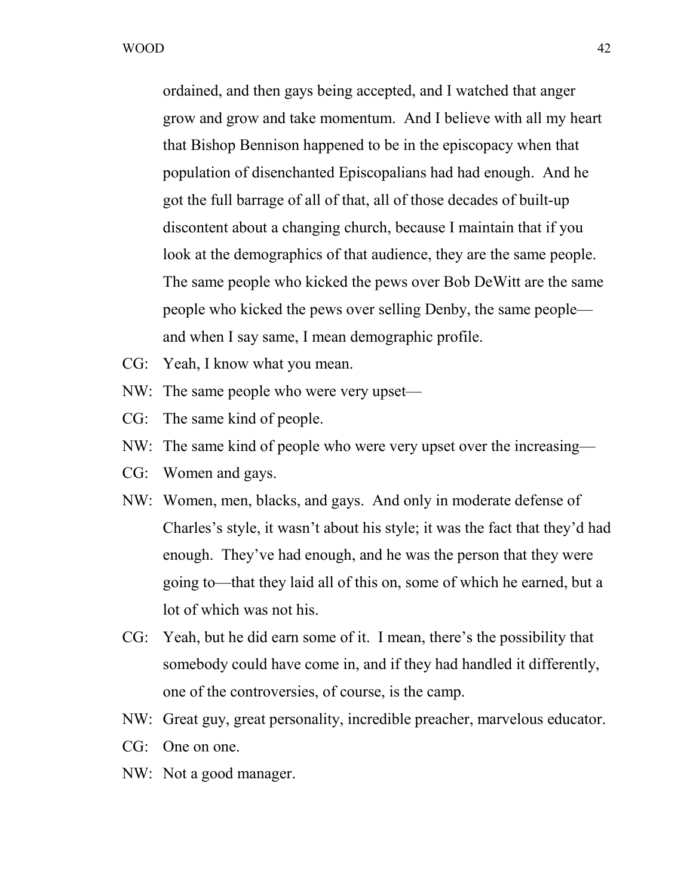ordained, and then gays being accepted, and I watched that anger grow and grow and take momentum. And I believe with all my heart that Bishop Bennison happened to be in the episcopacy when that population of disenchanted Episcopalians had had enough. And he got the full barrage of all of that, all of those decades of built-up discontent about a changing church, because I maintain that if you look at the demographics of that audience, they are the same people. The same people who kicked the pews over Bob DeWitt are the same people who kicked the pews over selling Denby, the same people—and when I say same, I mean demographic profile.

CG: Yeah, I know what you mean.

NW: The same people who were very upset—

CG: The same kind of people.

NW: The same kind of people who were very upset over the increasing—

CG: Women and gays.

NW: Women, men, blacks, and gays. And only in moderate defense of Charles's style, it wasn't about his style; it was the fact that they'd had enough. They've had enough, and he was the person that they were going to—that they laid all of this on, some of which he earned, but a lot of which was not his.

CG: Yeah, but he did earn some of it. I mean, there's the possibility that somebody could have come in, and if they had handled it differently, one of the controversies, of course, is the camp.

NW: Great guy, great personality, incredible preacher, marvelous educator.

CG: One on one.

NW: Not a good manager.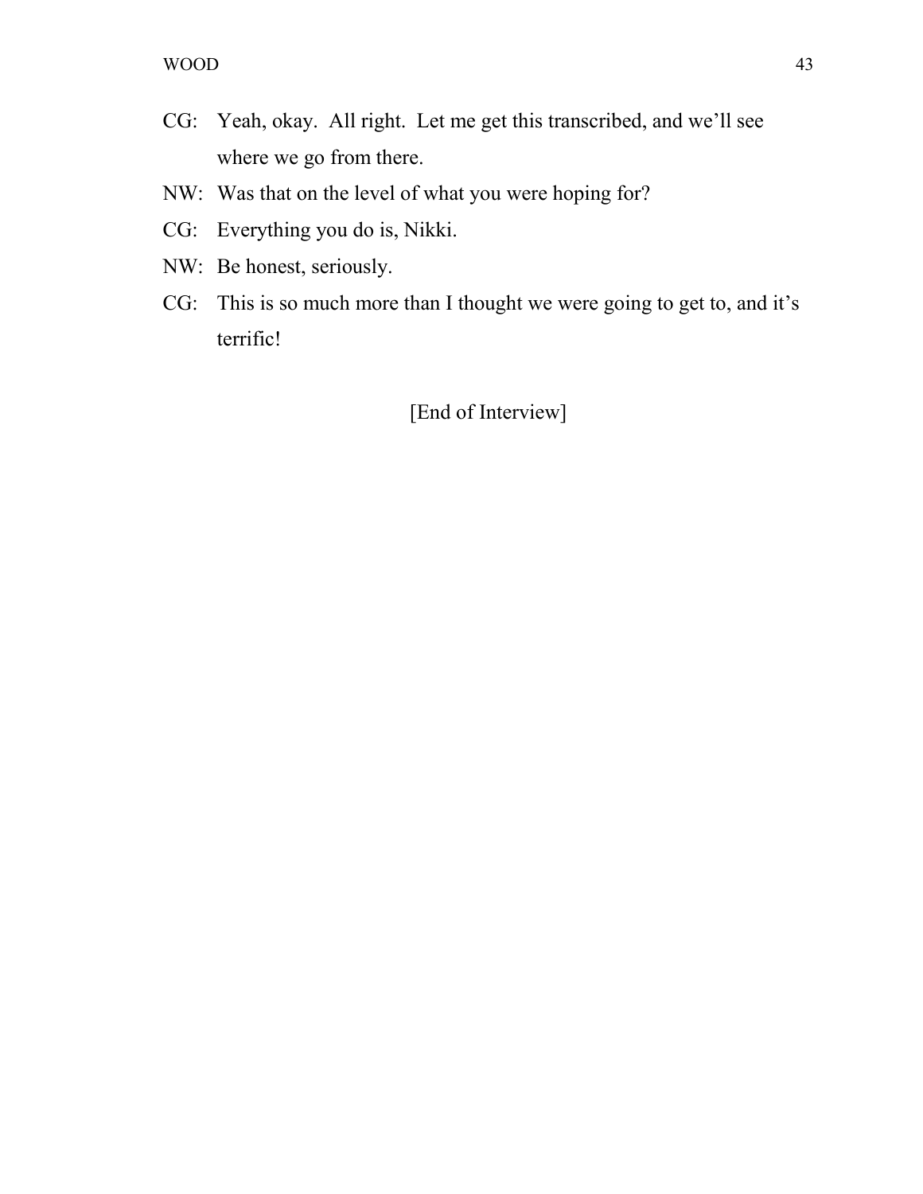CG: Yeah, okay. All right. Let me get this transcribed, and we'll see where we go from there.

NW: Was that on the level of what you were hoping for?

CG: Everything you do is, Nikki.

NW: Be honest, seriously.

CG: This is so much more than I thought we were going to get to, and it's terrific!

[End of Interview]